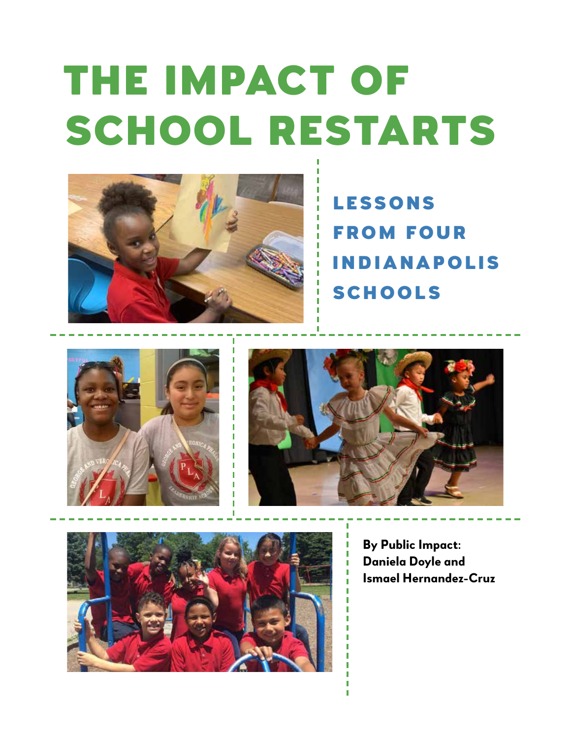# THE IMPACT OF SCHOOL RESTARTS

## LESSONS FROM FOUR INDIANAPOLIS SCHOOLS

**By Public Impact: Daniela Doyle and Ismael Hernandez-Cruz**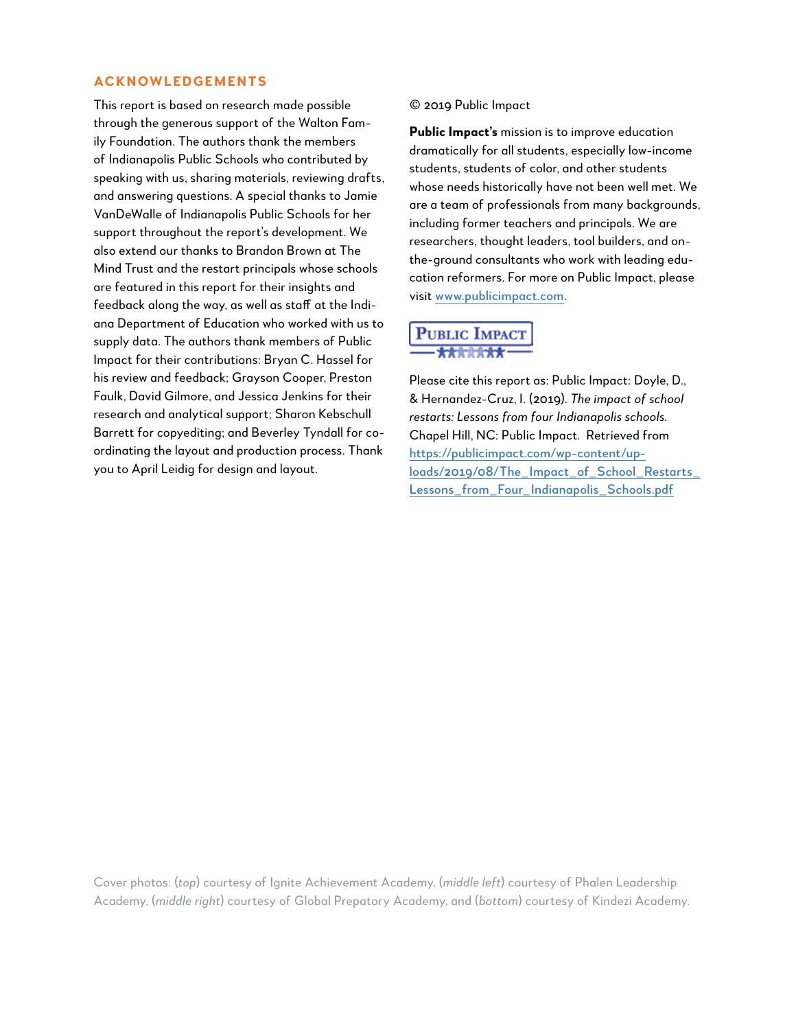## ACKNOWLEDGEMENTS

This report is based on research made possible through the generous support of the Walton Family Foundation. The authors thank the members of Indianapolis Public Schools who contributed by speaking with us, sharing materials, reviewing drafts, and answering questions. A special thanks to Jamie VanDeWalle of Indianapolis Public Schools for her support throughout the report's development. We also extend our thanks to Brandon Brown at The Mind Trust and the restart principals whose schools are featured in this report for their insights and feedback along the way, as well as staff at the Indiana Department of Education who worked with us to supply data. The authors thank members of Public Impact for their contributions: Bryan C. Hassel for his review and feedback; Grayson Cooper, Preston Faulk, David Gilmore, and Jessica Jenkins for their research and analytical support; Sharon Kebschull Barrett for copyediting; and Beverley Tyndall for coordinating the layout and production process. Thank you to April Leidig for design and layout.

© 2019 Public Impact

**Public Impact's** mission is to improve education dramatically for all students, especially low-income students, students of color, and other students whose needs historically have not been well met. We are a team of professionals from many backgrounds, including former teachers and principals. We are researchers, thought leaders, tool builders, and on-the-ground consultants who work with leading education reformers. For more on Public Impact, please visit www.publicimpact.com.

PUBLIC IMPACT

Please cite this report as: Public Impact: Doyle, D., & Hernandez-Cruz, I. (2019). *The impact of school restarts: Lessons from four Indianapolis schools.* Chapel Hill, NC: Public Impact. Retrieved from https://publicimpact.com/wp-content/uploads/2019/08/The_Impact_of_School_Restarts_Lessons_from_Four_Indianapolis_Schools.pdf

Cover photos: (*top*) courtesy of Ignite Achievement Academy, (*middle left*) courtesy of Phalen Leadership Academy, (*middle right*) courtesy of Global Prepatory Academy, and (*bottom*) courtesy of Kindezi Academy.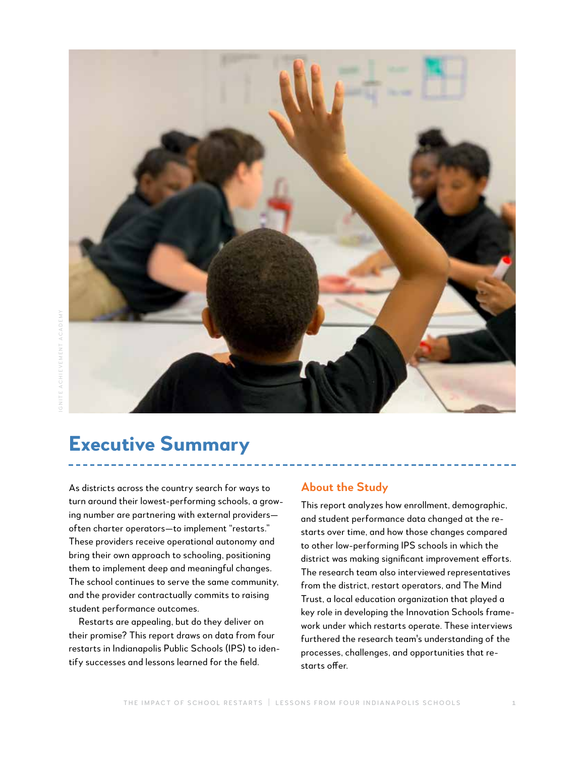# Executive Summary

As districts across the country search for ways to turn around their lowest-performing schools, a growing number are partnering with external providers—often charter operators—to implement "restarts." These providers receive operational autonomy and bring their own approach to schooling, positioning them to implement deep and meaningful changes. The school continues to serve the same community, and the provider contractually commits to raising student performance outcomes.

Restarts are appealing, but do they deliver on their promise? This report draws on data from four restarts in Indianapolis Public Schools (IPS) to identify successes and lessons learned for the field.

## About the Study

This report analyzes how enrollment, demographic, and student performance data changed at the restarts over time, and how those changes compared to other low-performing IPS schools in which the district was making significant improvement efforts. The research team also interviewed representatives from the district, restart operators, and The Mind Trust, a local education organization that played a key role in developing the Innovation Schools framework under which restarts operate. These interviews furthered the research team's understanding of the processes, challenges, and opportunities that restarts offer.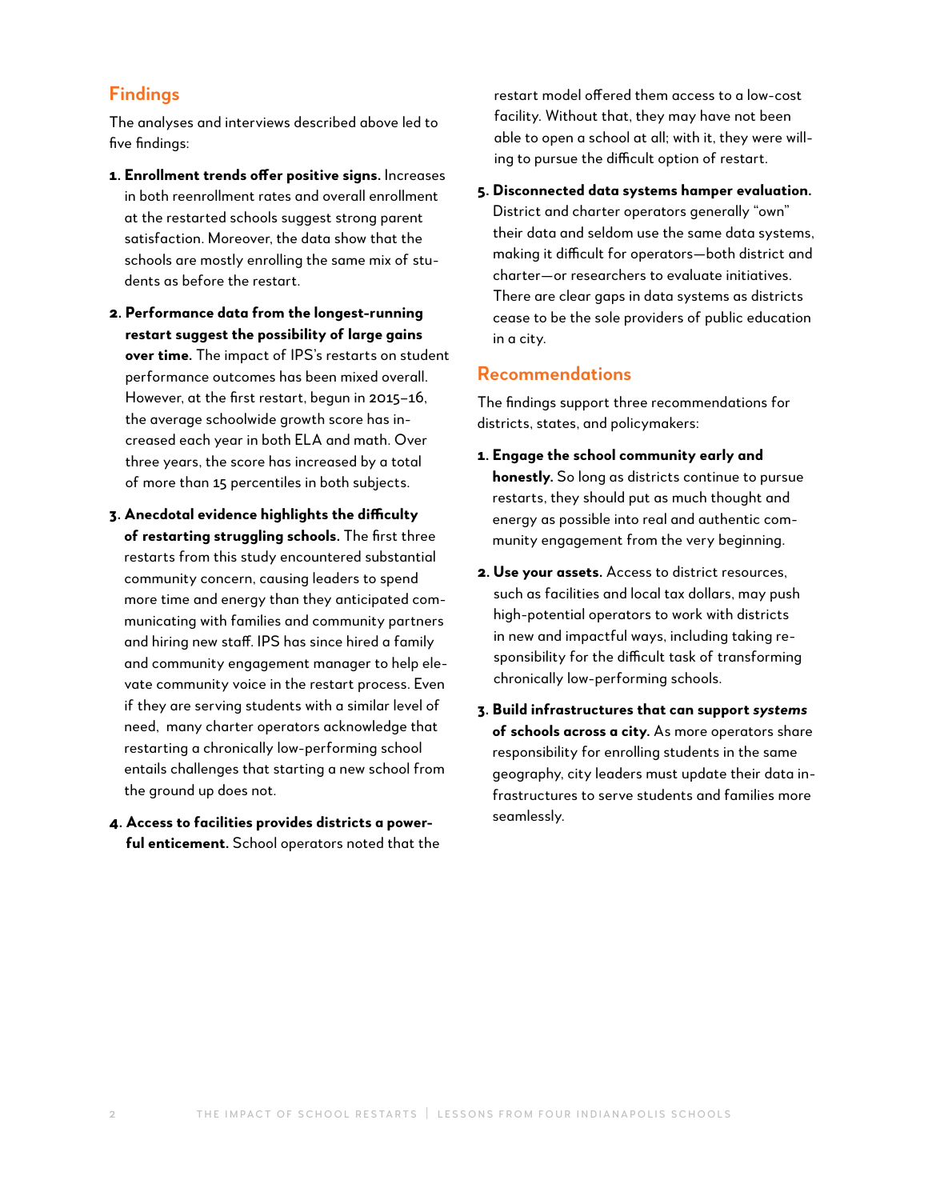## Findings

The analyses and interviews described above led to five findings:

1. **Enrollment trends offer positive signs.** Increases in both reenrollment rates and overall enrollment at the restarted schools suggest strong parent satisfaction. Moreover, the data show that the schools are mostly enrolling the same mix of students as before the restart.

2. **Performance data from the longest-running restart suggest the possibility of large gains over time.** The impact of IPS's restarts on student performance outcomes has been mixed overall. However, at the first restart, begun in 2015–16, the average schoolwide growth score has increased each year in both ELA and math. Over three years, the score has increased by a total of more than 15 percentiles in both subjects.

3. **Anecdotal evidence highlights the difficulty of restarting struggling schools.** The first three restarts from this study encountered substantial community concern, causing leaders to spend more time and energy than they anticipated communicating with families and community partners and hiring new staff. IPS has since hired a family and community engagement manager to help elevate community voice in the restart process. Even if they are serving students with a similar level of need, many charter operators acknowledge that restarting a chronically low-performing school entails challenges that starting a new school from the ground up does not.

4. **Access to facilities provides districts a powerful enticement.** School operators noted that the restart model offered them access to a low-cost facility. Without that, they may have not been able to open a school at all; with it, they were willing to pursue the difficult option of restart.

5. **Disconnected data systems hamper evaluation.** District and charter operators generally "own" their data and seldom use the same data systems, making it difficult for operators—both district and charter—or researchers to evaluate initiatives. There are clear gaps in data systems as districts cease to be the sole providers of public education in a city.

## Recommendations

The findings support three recommendations for districts, states, and policymakers:

1. **Engage the school community early and honestly.** So long as districts continue to pursue restarts, they should put as much thought and energy as possible into real and authentic community engagement from the very beginning.

2. **Use your assets.** Access to district resources, such as facilities and local tax dollars, may push high-potential operators to work with districts in new and impactful ways, including taking responsibility for the difficult task of transforming chronically low-performing schools.

3. **Build infrastructures that can support *systems* of schools across a city.** As more operators share responsibility for enrolling students in the same geography, city leaders must update their data infrastructures to serve students and families more seamlessly.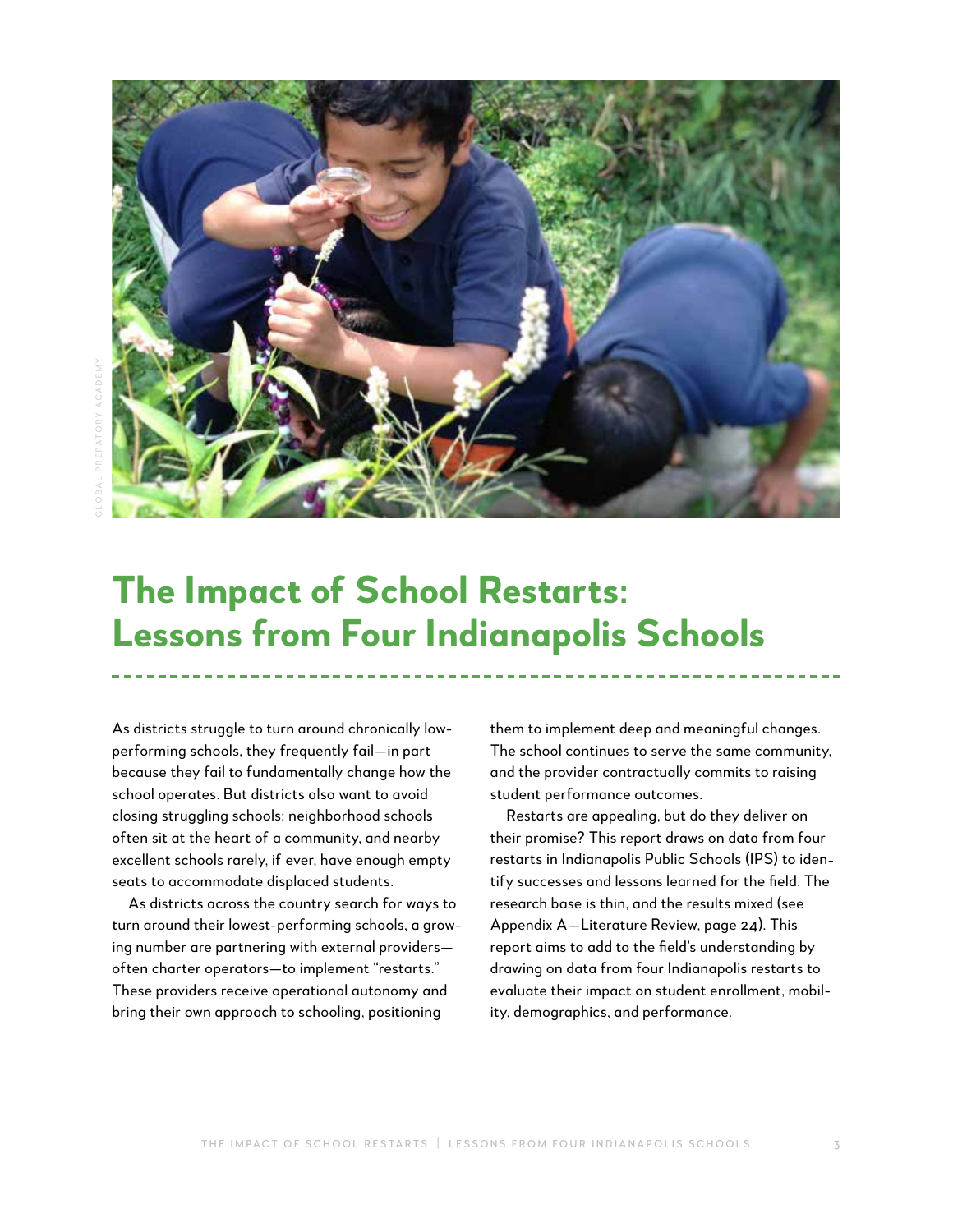# The Impact of School Restarts: Lessons from Four Indianapolis Schools

As districts struggle to turn around chronically low-performing schools, they frequently fail—in part because they fail to fundamentally change how the school operates. But districts also want to avoid closing struggling schools; neighborhood schools often sit at the heart of a community, and nearby excellent schools rarely, if ever, have enough empty seats to accommodate displaced students.

As districts across the country search for ways to turn around their lowest-performing schools, a growing number are partnering with external providers—often charter operators—to implement "restarts." These providers receive operational autonomy and bring their own approach to schooling, positioning them to implement deep and meaningful changes. The school continues to serve the same community, and the provider contractually commits to raising student performance outcomes.

Restarts are appealing, but do they deliver on their promise? This report draws on data from four restarts in Indianapolis Public Schools (IPS) to identify successes and lessons learned for the field. The research base is thin, and the results mixed (see Appendix A—Literature Review, page **24**). This report aims to add to the field's understanding by drawing on data from four Indianapolis restarts to evaluate their impact on student enrollment, mobility, demographics, and performance.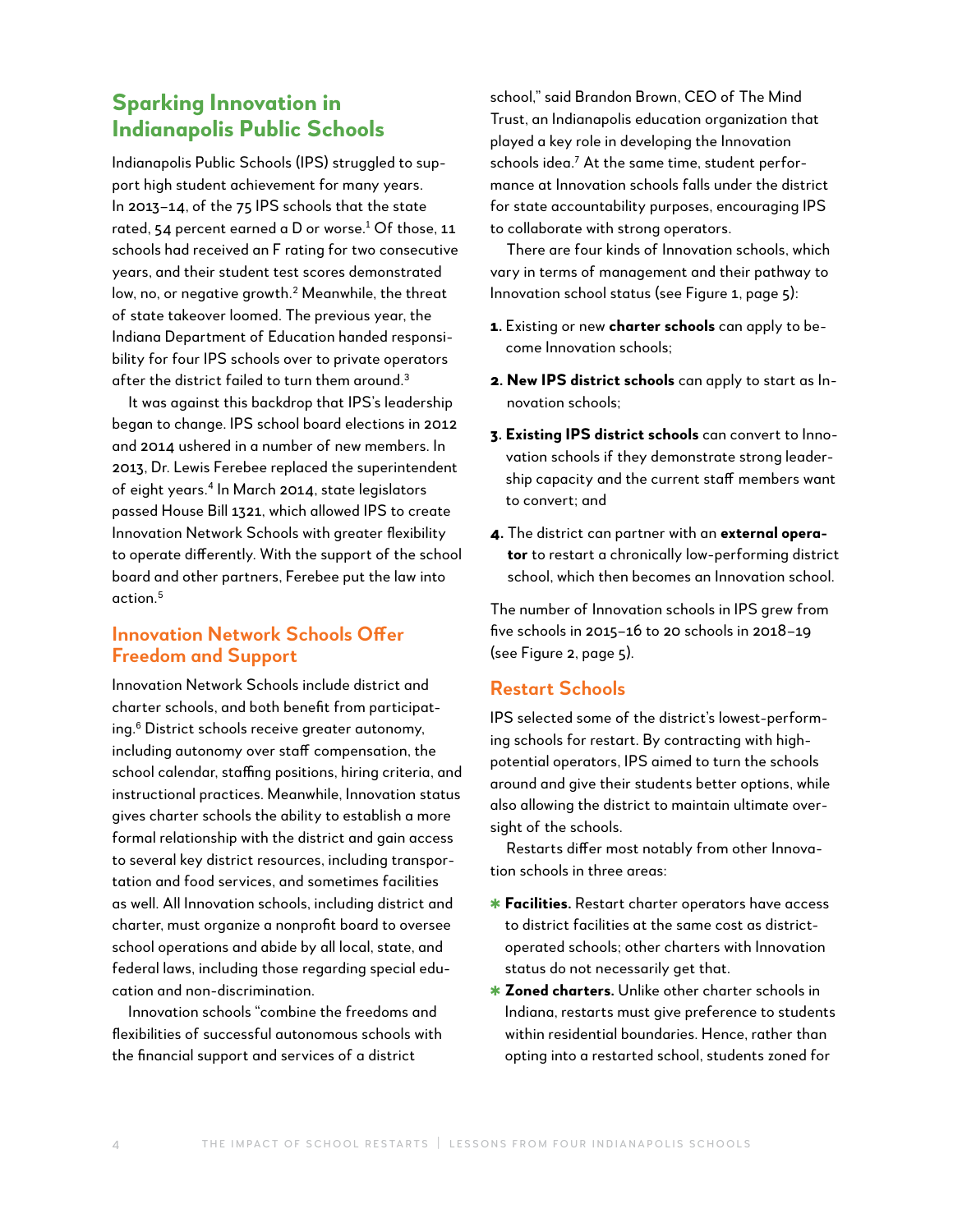## Sparking Innovation in Indianapolis Public Schools

Indianapolis Public Schools (IPS) struggled to support high student achievement for many years. In 2013–14, of the 75 IPS schools that the state rated, 54 percent earned a D or worse.[1] Of those, 11 schools had received an F rating for two consecutive years, and their student test scores demonstrated low, no, or negative growth.[2] Meanwhile, the threat of state takeover loomed. The previous year, the Indiana Department of Education handed responsibility for four IPS schools over to private operators after the district failed to turn them around.[3]

It was against this backdrop that IPS's leadership began to change. IPS school board elections in 2012 and 2014 ushered in a number of new members. In 2013, Dr. Lewis Ferebee replaced the superintendent of eight years.[4] In March 2014, state legislators passed House Bill 1321, which allowed IPS to create Innovation Network Schools with greater flexibility to operate differently. With the support of the school board and other partners, Ferebee put the law into action.[5]

### Innovation Network Schools Offer Freedom and Support

Innovation Network Schools include district and charter schools, and both benefit from participating.[6] District schools receive greater autonomy, including autonomy over staff compensation, the school calendar, staffing positions, hiring criteria, and instructional practices. Meanwhile, Innovation status gives charter schools the ability to establish a more formal relationship with the district and gain access to several key district resources, including transportation and food services, and sometimes facilities as well. All Innovation schools, including district and charter, must organize a nonprofit board to oversee school operations and abide by all local, state, and federal laws, including those regarding special education and non-discrimination.

Innovation schools "combine the freedoms and flexibilities of successful autonomous schools with the financial support and services of a district school," said Brandon Brown, CEO of The Mind Trust, an Indianapolis education organization that played a key role in developing the Innovation schools idea.[7] At the same time, student performance at Innovation schools falls under the district for state accountability purposes, encouraging IPS to collaborate with strong operators.

There are four kinds of Innovation schools, which vary in terms of management and their pathway to Innovation school status (see Figure 1, page 5):

1. Existing or new **charter schools** can apply to become Innovation schools;
2. **New IPS district schools** can apply to start as Innovation schools;
3. **Existing IPS district schools** can convert to Innovation schools if they demonstrate strong leadership capacity and the current staff members want to convert; and
4. The district can partner with an **external operator** to restart a chronically low-performing district school, which then becomes an Innovation school.

The number of Innovation schools in IPS grew from five schools in 2015–16 to 20 schools in 2018–19 (see Figure 2, page 5).

### Restart Schools

IPS selected some of the district's lowest-performing schools for restart. By contracting with high-potential operators, IPS aimed to turn the schools around and give their students better options, while also allowing the district to maintain ultimate oversight of the schools.

Restarts differ most notably from other Innovation schools in three areas:

- **Facilities.** Restart charter operators have access to district facilities at the same cost as district-operated schools; other charters with Innovation status do not necessarily get that.
- **Zoned charters.** Unlike other charter schools in Indiana, restarts must give preference to students within residential boundaries. Hence, rather than opting into a restarted school, students zoned for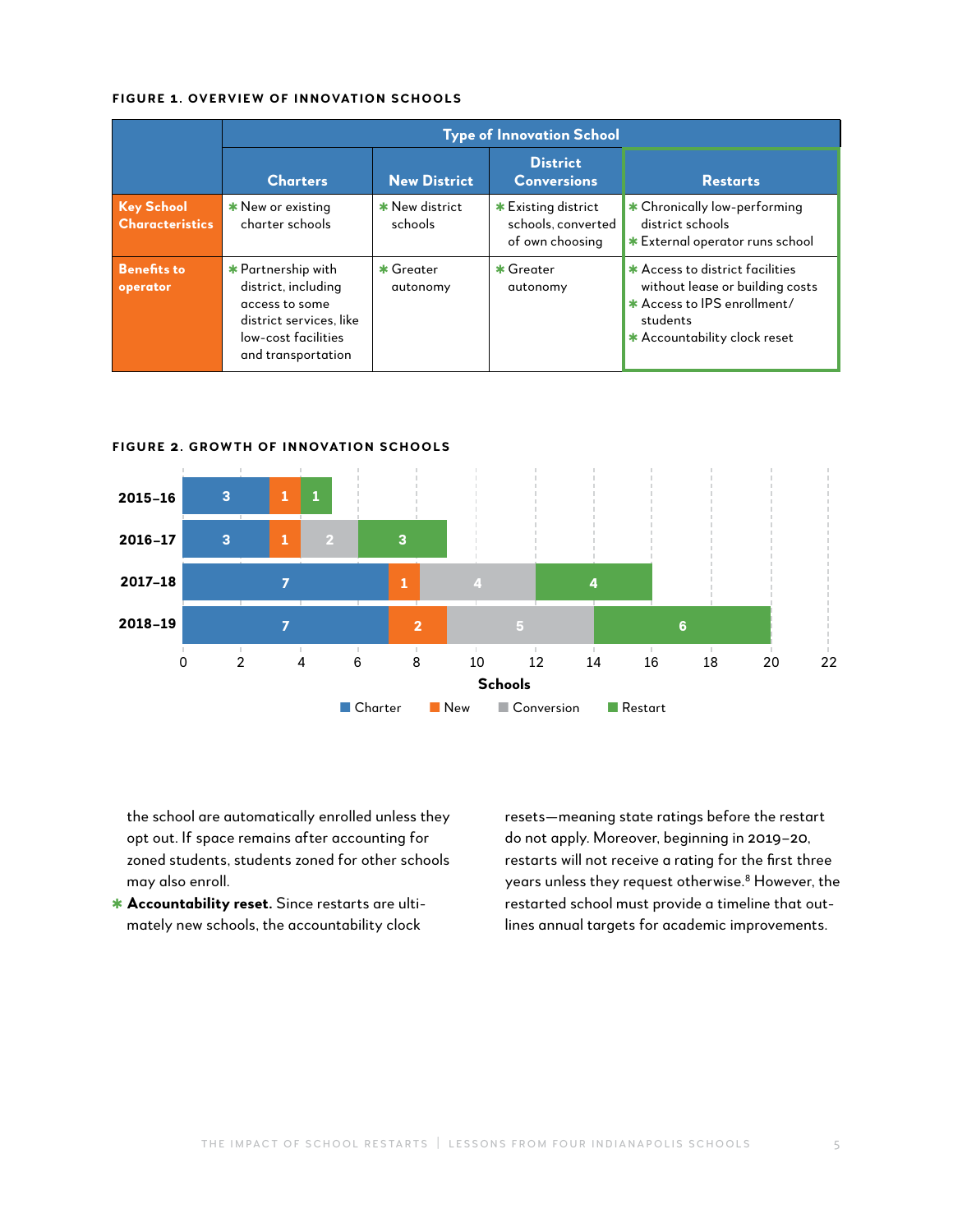**FIGURE 1. OVERVIEW OF INNOVATION SCHOOLS**

| | Type of Innovation School | | | |
|---|---|---|---|---|
| | **Charters** | **New District** | **District Conversions** | **Restarts** |
| **Key School Characteristics** | * New or existing charter schools | * New district schools | * Existing district schools, converted of own choosing | * Chronically low-performing district schools<br>* External operator runs school |
| **Benefits to operator** | * Partnership with district, including access to some district services, like low-cost facilities and transportation | * Greater autonomy | * Greater autonomy | * Access to district facilities without lease or building costs<br>* Access to IPS enrollment/students<br>* Accountability clock reset |

**FIGURE 2. GROWTH OF INNOVATION SCHOOLS**

| Year | Charter | New | Conversion | Restart |
|---|---|---|---|---|
| 2015–16 | 3 | 1 | | 1 |
| 2016–17 | 3 | 1 | 2 | 3 |
| 2017–18 | 7 | 1 | 4 | 4 |
| 2018–19 | 7 | 2 | 5 | 6 |

the school are automatically enrolled unless they opt out. If space remains after accounting for zoned students, students zoned for other schools may also enroll.

* **Accountability reset.** Since restarts are ultimately new schools, the accountability clock resets—meaning state ratings before the restart do not apply. Moreover, beginning in 2019–20, restarts will not receive a rating for the first three years unless they request otherwise.[8] However, the restarted school must provide a timeline that outlines annual targets for academic improvements.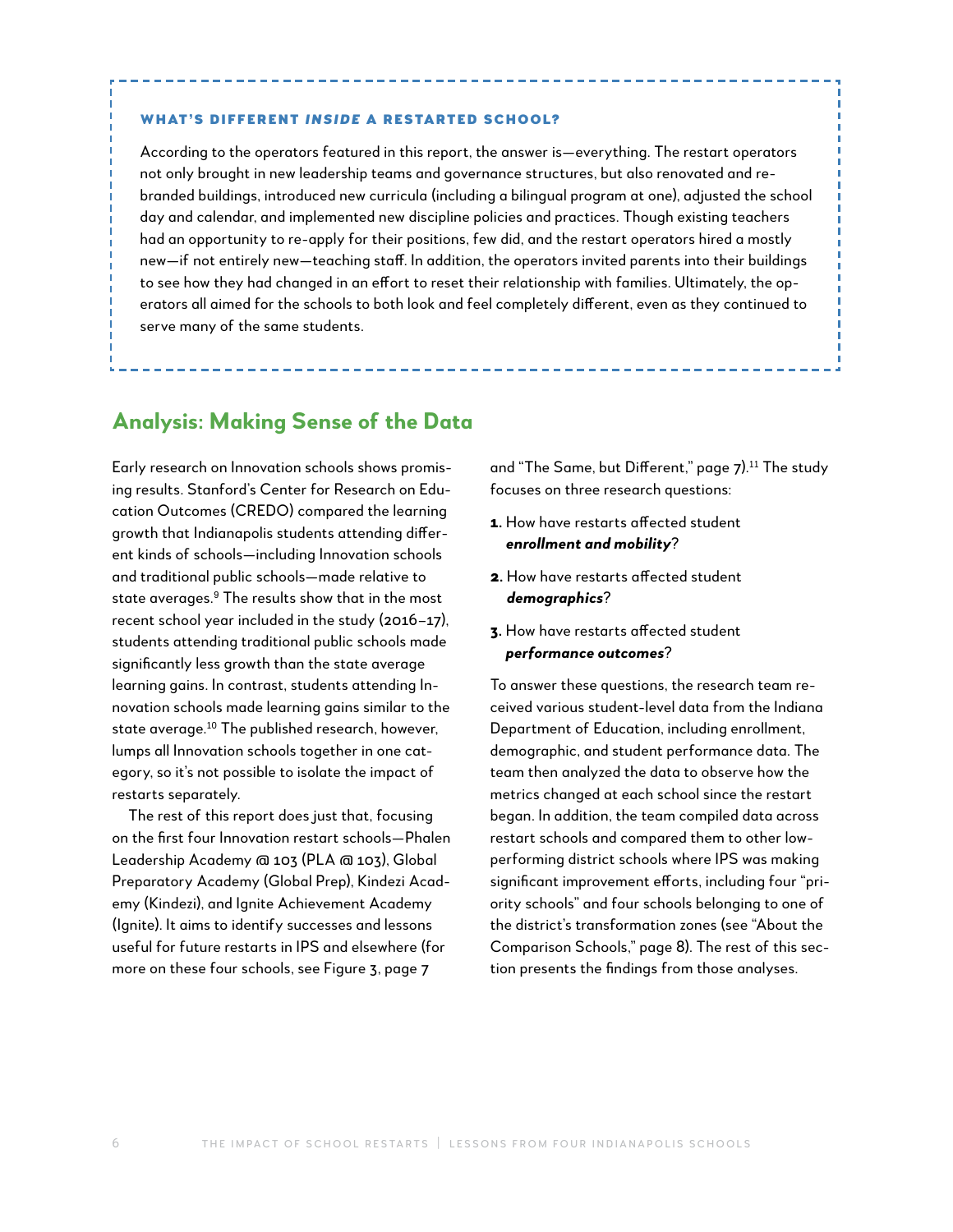### WHAT'S DIFFERENT *INSIDE* A RESTARTED SCHOOL?

According to the operators featured in this report, the answer is—everything. The restart operators not only brought in new leadership teams and governance structures, but also renovated and re-branded buildings, introduced new curricula (including a bilingual program at one), adjusted the school day and calendar, and implemented new discipline policies and practices. Though existing teachers had an opportunity to re-apply for their positions, few did, and the restart operators hired a mostly new—if not entirely new—teaching staff. In addition, the operators invited parents into their buildings to see how they had changed in an effort to reset their relationship with families. Ultimately, the operators all aimed for the schools to both look and feel completely different, even as they continued to serve many of the same students.

## Analysis: Making Sense of the Data

Early research on Innovation schools shows promising results. Stanford's Center for Research on Education Outcomes (CREDO) compared the learning growth that Indianapolis students attending different kinds of schools—including Innovation schools and traditional public schools—made relative to state averages.[9] The results show that in the most recent school year included in the study (2016–17), students attending traditional public schools made significantly less growth than the state average learning gains. In contrast, students attending Innovation schools made learning gains similar to the state average.[10] The published research, however, lumps all Innovation schools together in one category, so it's not possible to isolate the impact of restarts separately.

The rest of this report does just that, focusing on the first four Innovation restart schools—Phalen Leadership Academy @ 103 (PLA @ 103), Global Preparatory Academy (Global Prep), Kindezi Academy (Kindezi), and Ignite Achievement Academy (Ignite). It aims to identify successes and lessons useful for future restarts in IPS and elsewhere (for more on these four schools, see Figure 3, page 7 and "The Same, but Different," page 7).[11] The study focuses on three research questions:

1. How have restarts affected student ***enrollment and mobility***?
2. How have restarts affected student ***demographics***?
3. How have restarts affected student ***performance outcomes***?

To answer these questions, the research team received various student-level data from the Indiana Department of Education, including enrollment, demographic, and student performance data. The team then analyzed the data to observe how the metrics changed at each school since the restart began. In addition, the team compiled data across restart schools and compared them to other low-performing district schools where IPS was making significant improvement efforts, including four "priority schools" and four schools belonging to one of the district's transformation zones (see "About the Comparison Schools," page 8). The rest of this section presents the findings from those analyses.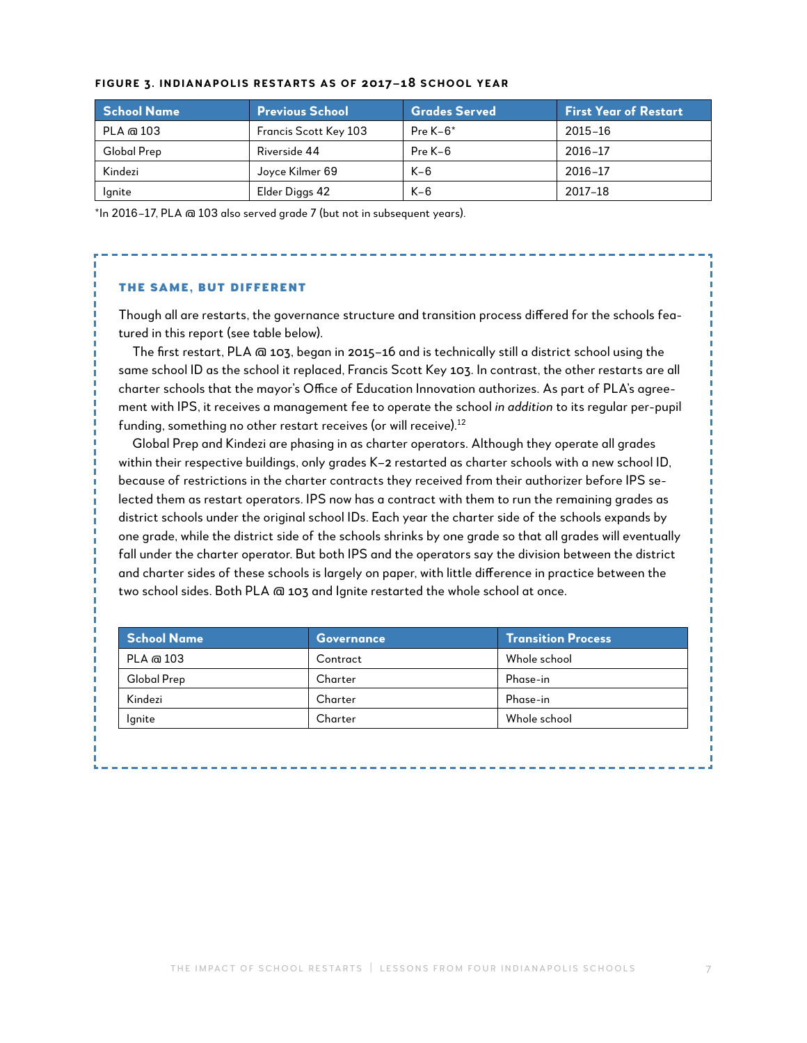**FIGURE 3. INDIANAPOLIS RESTARTS AS OF 2017–18 SCHOOL YEAR**

| School Name | Previous School | Grades Served | First Year of Restart |
| --- | --- | --- | --- |
| PLA @ 103 | Francis Scott Key 103 | Pre K–6* | 2015–16 |
| Global Prep | Riverside 44 | Pre K–6 | 2016–17 |
| Kindezi | Joyce Kilmer 69 | K–6 | 2016–17 |
| Ignite | Elder Diggs 42 | K–6 | 2017–18 |

*In 2016–17, PLA @ 103 also served grade 7 (but not in subsequent years).

### THE SAME, BUT DIFFERENT

Though all are restarts, the governance structure and transition process differed for the schools featured in this report (see table below).

The first restart, PLA @ 103, began in 2015–16 and is technically still a district school using the same school ID as the school it replaced, Francis Scott Key 103. In contrast, the other restarts are all charter schools that the mayor's Office of Education Innovation authorizes. As part of PLA's agreement with IPS, it receives a management fee to operate the school *in addition* to its regular per-pupil funding, something no other restart receives (or will receive).[12]

Global Prep and Kindezi are phasing in as charter operators. Although they operate all grades within their respective buildings, only grades K–2 restarted as charter schools with a new school ID, because of restrictions in the charter contracts they received from their authorizer before IPS selected them as restart operators. IPS now has a contract with them to run the remaining grades as district schools under the original school IDs. Each year the charter side of the schools expands by one grade, while the district side of the schools shrinks by one grade so that all grades will eventually fall under the charter operator. But both IPS and the operators say the division between the district and charter sides of these schools is largely on paper, with little difference in practice between the two school sides. Both PLA @ 103 and Ignite restarted the whole school at once.

| School Name | Governance | Transition Process |
| --- | --- | --- |
| PLA @ 103 | Contract | Whole school |
| Global Prep | Charter | Phase-in |
| Kindezi | Charter | Phase-in |
| Ignite | Charter | Whole school |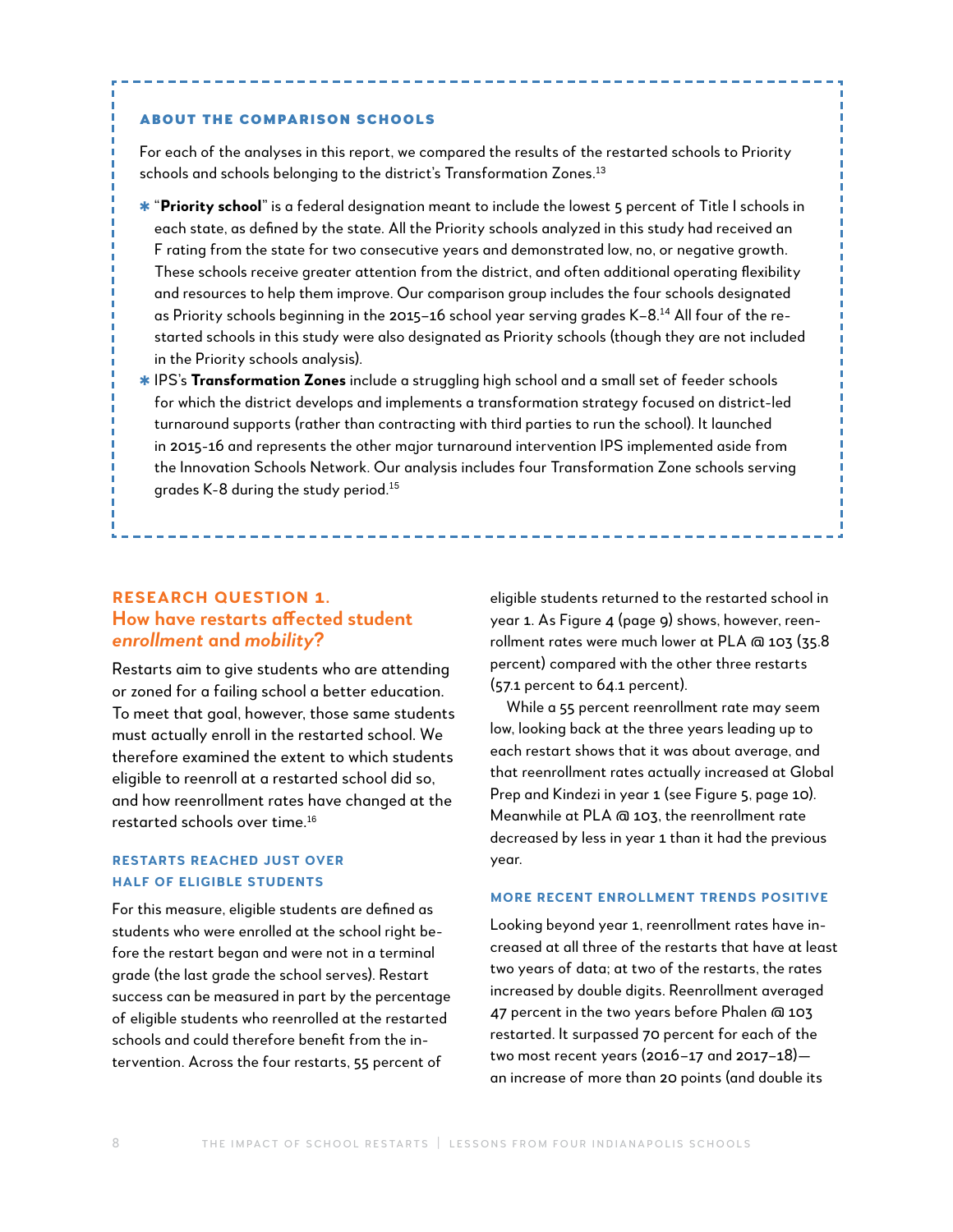### ABOUT THE COMPARISON SCHOOLS

For each of the analyses in this report, we compared the results of the restarted schools to Priority schools and schools belonging to the district's Transformation Zones.[13]

* "**Priority school**" is a federal designation meant to include the lowest 5 percent of Title I schools in each state, as defined by the state. All the Priority schools analyzed in this study had received an F rating from the state for two consecutive years and demonstrated low, no, or negative growth. These schools receive greater attention from the district, and often additional operating flexibility and resources to help them improve. Our comparison group includes the four schools designated as Priority schools beginning in the 2015–16 school year serving grades K–8.[14] All four of the re-started schools in this study were also designated as Priority schools (though they are not included in the Priority schools analysis).
* IPS's **Transformation Zones** include a struggling high school and a small set of feeder schools for which the district develops and implements a transformation strategy focused on district-led turnaround supports (rather than contracting with third parties to run the school). It launched in 2015-16 and represents the other major turnaround intervention IPS implemented aside from the Innovation Schools Network. Our analysis includes four Transformation Zone schools serving grades K-8 during the study period.[15]

## RESEARCH QUESTION 1. How have restarts affected student *enrollment* and *mobility*?

Restarts aim to give students who are attending or zoned for a failing school a better education. To meet that goal, however, those same students must actually enroll in the restarted school. We therefore examined the extent to which students eligible to reenroll at a restarted school did so, and how reenrollment rates have changed at the restarted schools over time.[16]

### RESTARTS REACHED JUST OVER HALF OF ELIGIBLE STUDENTS

For this measure, eligible students are defined as students who were enrolled at the school right before the restart began and were not in a terminal grade (the last grade the school serves). Restart success can be measured in part by the percentage of eligible students who reenrolled at the restarted schools and could therefore benefit from the intervention. Across the four restarts, 55 percent of eligible students returned to the restarted school in year 1. As Figure 4 (page 9) shows, however, reenrollment rates were much lower at PLA @ 103 (35.8 percent) compared with the other three restarts (57.1 percent to 64.1 percent).

While a 55 percent reenrollment rate may seem low, looking back at the three years leading up to each restart shows that it was about average, and that reenrollment rates actually increased at Global Prep and Kindezi in year 1 (see Figure 5, page 10). Meanwhile at PLA @ 103, the reenrollment rate decreased by less in year 1 than it had the previous year.

### MORE RECENT ENROLLMENT TRENDS POSITIVE

Looking beyond year 1, reenrollment rates have increased at all three of the restarts that have at least two years of data; at two of the restarts, the rates increased by double digits. Reenrollment averaged 47 percent in the two years before Phalen @ 103 restarted. It surpassed 70 percent for each of the two most recent years (2016–17 and 2017–18)—an increase of more than 20 points (and double its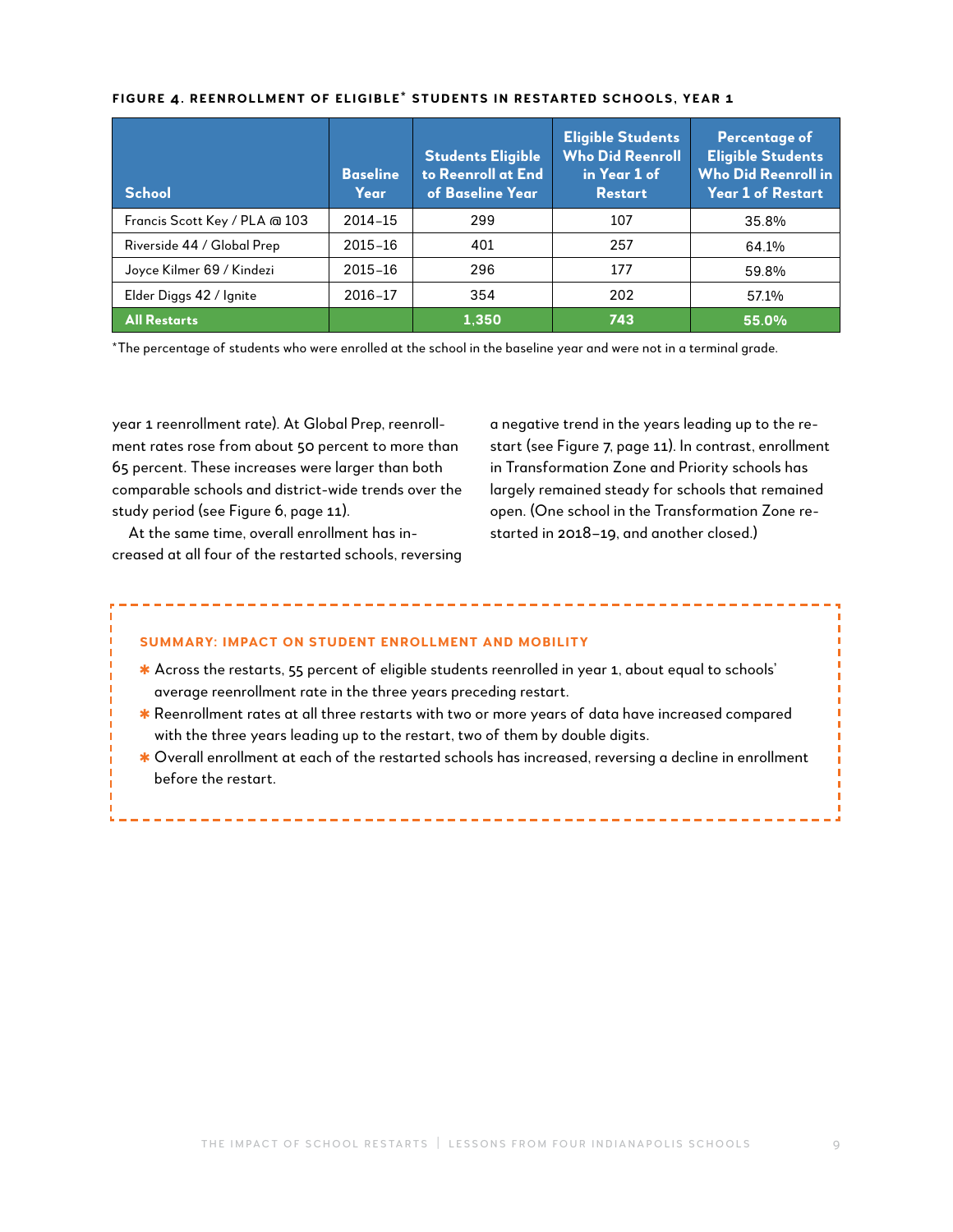**FIGURE 4. REENROLLMENT OF ELIGIBLE* STUDENTS IN RESTARTED SCHOOLS, YEAR 1**

| School | Baseline Year | Students Eligible to Reenroll at End of Baseline Year | Eligible Students Who Did Reenroll in Year 1 of Restart | Percentage of Eligible Students Who Did Reenroll in Year 1 of Restart |
|---|---|---|---|---|
| Francis Scott Key / PLA @ 103 | 2014–15 | 299 | 107 | 35.8% |
| Riverside 44 / Global Prep | 2015–16 | 401 | 257 | 64.1% |
| Joyce Kilmer 69 / Kindezi | 2015–16 | 296 | 177 | 59.8% |
| Elder Diggs 42 / Ignite | 2016–17 | 354 | 202 | 57.1% |
| **All Restarts** | | **1,350** | **743** | **55.0%** |

*The percentage of students who were enrolled at the school in the baseline year and were not in a terminal grade.

year 1 reenrollment rate). At Global Prep, reenrollment rates rose from about 50 percent to more than 65 percent. These increases were larger than both comparable schools and district-wide trends over the study period (see Figure 6, page 11).

At the same time, overall enrollment has increased at all four of the restarted schools, reversing a negative trend in the years leading up to the restart (see Figure 7, page 11). In contrast, enrollment in Transformation Zone and Priority schools has largely remained steady for schools that remained open. (One school in the Transformation Zone restarted in 2018–19, and another closed.)

### SUMMARY: IMPACT ON STUDENT ENROLLMENT AND MOBILITY

- Across the restarts, 55 percent of eligible students reenrolled in year 1, about equal to schools' average reenrollment rate in the three years preceding restart.
- Reenrollment rates at all three restarts with two or more years of data have increased compared with the three years leading up to the restart, two of them by double digits.
- Overall enrollment at each of the restarted schools has increased, reversing a decline in enrollment before the restart.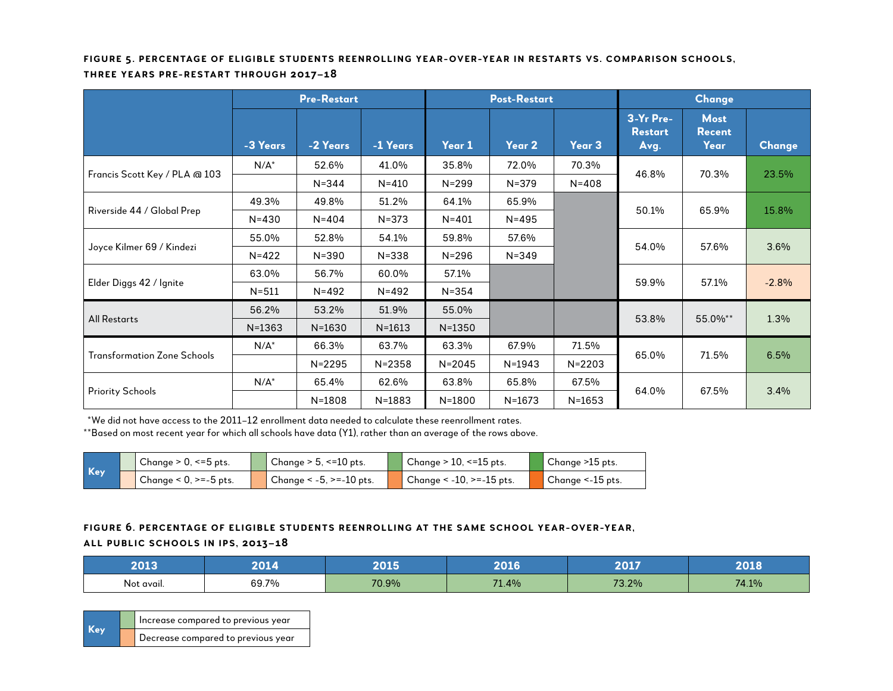**FIGURE 5. PERCENTAGE OF ELIGIBLE STUDENTS REENROLLING YEAR-OVER-YEAR IN RESTARTS VS. COMPARISON SCHOOLS, THREE YEARS PRE-RESTART THROUGH 2017–18**

| | Pre-Restart | | | Post-Restart | | | Change | | |
|---|---|---|---|---|---|---|---|---|---|
| | -3 Years | -2 Years | -1 Years | Year 1 | Year 2 | Year 3 | 3-Yr Pre-Restart Avg. | Most Recent Year | Change |
| Francis Scott Key / PLA @ 103 | N/A* | 52.6% | 41.0% | 35.8% | 72.0% | 70.3% | 46.8% | 70.3% | 23.5% |
| | | N=344 | N=410 | N=299 | N=379 | N=408 | | | |
| Riverside 44 / Global Prep | 49.3% | 49.8% | 51.2% | 64.1% | 65.9% | | 50.1% | 65.9% | 15.8% |
| | N=430 | N=404 | N=373 | N=401 | N=495 | | | | |
| Joyce Kilmer 69 / Kindezi | 55.0% | 52.8% | 54.1% | 59.8% | 57.6% | | 54.0% | 57.6% | 3.6% |
| | N=422 | N=390 | N=338 | N=296 | N=349 | | | | |
| Elder Diggs 42 / Ignite | 63.0% | 56.7% | 60.0% | 57.1% | | | 59.9% | 57.1% | -2.8% |
| | N=511 | N=492 | N=492 | N=354 | | | | | |
| All Restarts | 56.2% | 53.2% | 51.9% | 55.0% | | | 53.8% | 55.0%** | 1.3% |
| | N=1363 | N=1630 | N=1613 | N=1350 | | | | | |
| Transformation Zone Schools | N/A* | 66.3% | 63.7% | 63.3% | 67.9% | 71.5% | 65.0% | 71.5% | 6.5% |
| | | N=2295 | N=2358 | N=2045 | N=1943 | N=2203 | | | |
| Priority Schools | N/A* | 65.4% | 62.6% | 63.8% | 65.8% | 67.5% | 64.0% | 67.5% | 3.4% |
| | | N=1808 | N=1883 | N=1800 | N=1673 | N=1653 | | | |

*We did not have access to the 2011–12 enrollment data needed to calculate these reenrollment rates.

**Based on most recent year for which all schools have data (Y1), rather than an average of the rows above.

| Key | | | |
|---|---|---|---|
| Change > 0, <=5 pts. | Change > 5, <=10 pts. | Change > 10, <=15 pts. | Change >15 pts. |
| Change < 0, >=-5 pts. | Change < -5, >=-10 pts. | Change < -10, >=-15 pts. | Change <-15 pts. |

**FIGURE 6. PERCENTAGE OF ELIGIBLE STUDENTS REENROLLING AT THE SAME SCHOOL YEAR-OVER-YEAR, ALL PUBLIC SCHOOLS IN IPS, 2013–18**

| 2013 | 2014 | 2015 | 2016 | 2017 | 2018 |
|---|---|---|---|---|---|
| Not avail. | 69.7% | 70.9% | 71.4% | 73.2% | 74.1% |

| Key |
|---|
| Increase compared to previous year |
| Decrease compared to previous year |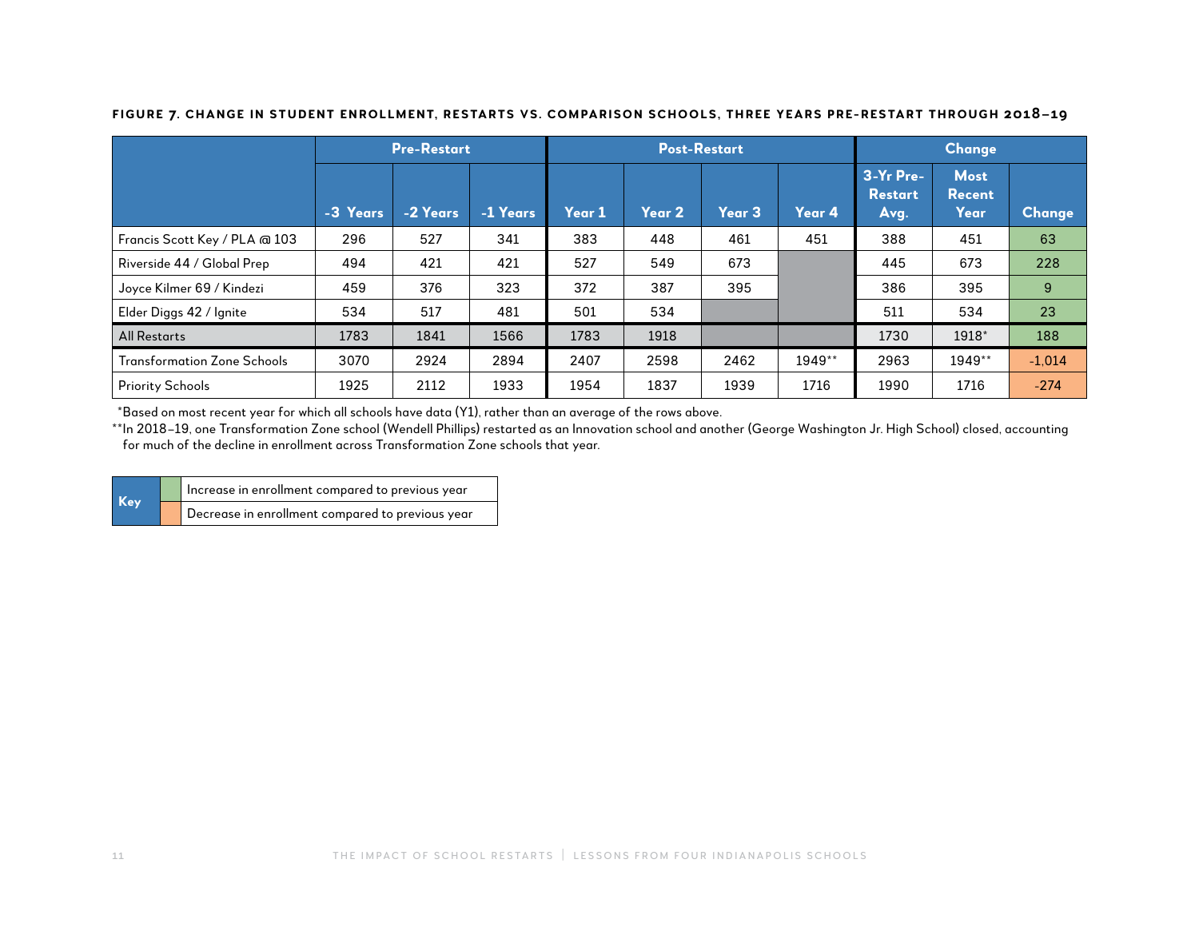**FIGURE 7. CHANGE IN STUDENT ENROLLMENT, RESTARTS VS. COMPARISON SCHOOLS, THREE YEARS PRE-RESTART THROUGH 2018–19**

| | Pre-Restart | | | Post-Restart | | | | Change | | |
|---|---|---|---|---|---|---|---|---|---|---|
| | -3 Years | -2 Years | -1 Years | Year 1 | Year 2 | Year 3 | Year 4 | 3-Yr Pre-Restart Avg. | Most Recent Year | Change |
| Francis Scott Key / PLA @ 103 | 296 | 527 | 341 | 383 | 448 | 461 | 451 | 388 | 451 | 63 |
| Riverside 44 / Global Prep | 494 | 421 | 421 | 527 | 549 | 673 | | 445 | 673 | 228 |
| Joyce Kilmer 69 / Kindezi | 459 | 376 | 323 | 372 | 387 | 395 | | 386 | 395 | 9 |
| Elder Diggs 42 / Ignite | 534 | 517 | 481 | 501 | 534 | | | 511 | 534 | 23 |
| All Restarts | 1783 | 1841 | 1566 | 1783 | 1918 | | | 1730 | 1918* | 188 |
| Transformation Zone Schools | 3070 | 2924 | 2894 | 2407 | 2598 | 2462 | 1949** | 2963 | 1949** | -1,014 |
| Priority Schools | 1925 | 2112 | 1933 | 1954 | 1837 | 1939 | 1716 | 1990 | 1716 | -274 |

*Based on most recent year for which all schools have data (Y1), rather than an average of the rows above.

**In 2018–19, one Transformation Zone school (Wendell Phillips) restarted as an Innovation school and another (George Washington Jr. High School) closed, accounting for much of the decline in enrollment across Transformation Zone schools that year.

| Key | |
|---|---|
| (green) | Increase in enrollment compared to previous year |
| (orange) | Decrease in enrollment compared to previous year |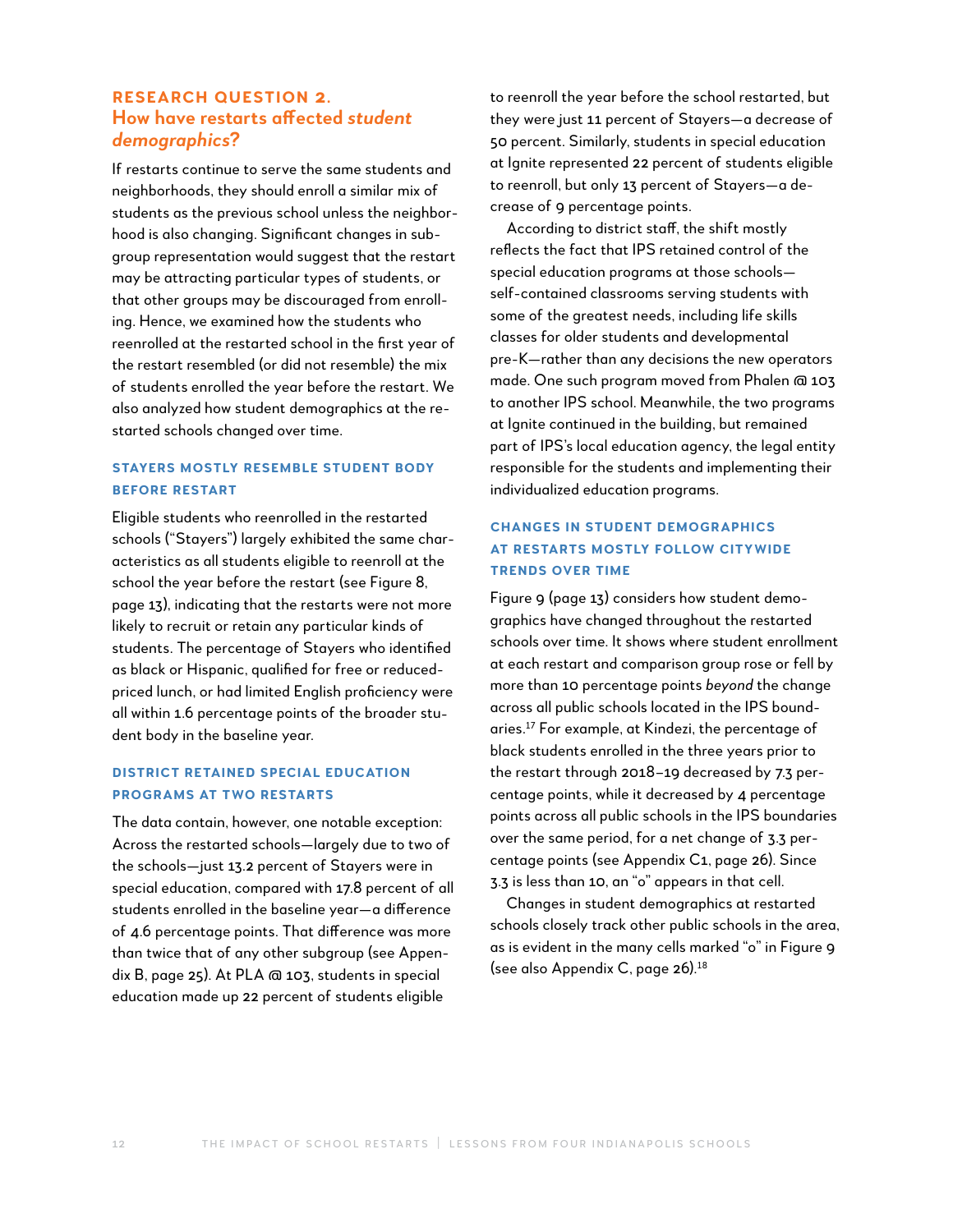## RESEARCH QUESTION 2.
## How have restarts affected *student demographics*?

If restarts continue to serve the same students and neighborhoods, they should enroll a similar mix of students as the previous school unless the neighborhood is also changing. Significant changes in subgroup representation would suggest that the restart may be attracting particular types of students, or that other groups may be discouraged from enrolling. Hence, we examined how the students who reenrolled at the restarted school in the first year of the restart resembled (or did not resemble) the mix of students enrolled the year before the restart. We also analyzed how student demographics at the restarted schools changed over time.

### STAYERS MOSTLY RESEMBLE STUDENT BODY BEFORE RESTART

Eligible students who reenrolled in the restarted schools ("Stayers") largely exhibited the same characteristics as all students eligible to reenroll at the school the year before the restart (see Figure 8, page 13), indicating that the restarts were not more likely to recruit or retain any particular kinds of students. The percentage of Stayers who identified as black or Hispanic, qualified for free or reduced-priced lunch, or had limited English proficiency were all within 1.6 percentage points of the broader student body in the baseline year.

### DISTRICT RETAINED SPECIAL EDUCATION PROGRAMS AT TWO RESTARTS

The data contain, however, one notable exception: Across the restarted schools—largely due to two of the schools—just 13.2 percent of Stayers were in special education, compared with 17.8 percent of all students enrolled in the baseline year—a difference of 4.6 percentage points. That difference was more than twice that of any other subgroup (see Appendix B, page 25). At PLA @ 103, students in special education made up 22 percent of students eligible to reenroll the year before the school restarted, but they were just 11 percent of Stayers—a decrease of 50 percent. Similarly, students in special education at Ignite represented 22 percent of students eligible to reenroll, but only 13 percent of Stayers—a decrease of 9 percentage points.

According to district staff, the shift mostly reflects the fact that IPS retained control of the special education programs at those schools—self-contained classrooms serving students with some of the greatest needs, including life skills classes for older students and developmental pre-K—rather than any decisions the new operators made. One such program moved from Phalen @ 103 to another IPS school. Meanwhile, the two programs at Ignite continued in the building, but remained part of IPS's local education agency, the legal entity responsible for the students and implementing their individualized education programs.

### CHANGES IN STUDENT DEMOGRAPHICS AT RESTARTS MOSTLY FOLLOW CITYWIDE TRENDS OVER TIME

Figure 9 (page 13) considers how student demographics have changed throughout the restarted schools over time. It shows where student enrollment at each restart and comparison group rose or fell by more than 10 percentage points *beyond* the change across all public schools located in the IPS boundaries.[17] For example, at Kindezi, the percentage of black students enrolled in the three years prior to the restart through 2018–19 decreased by 7.3 percentage points, while it decreased by 4 percentage points across all public schools in the IPS boundaries over the same period, for a net change of 3.3 percentage points (see Appendix C1, page 26). Since 3.3 is less than 10, an "o" appears in that cell.

Changes in student demographics at restarted schools closely track other public schools in the area, as is evident in the many cells marked "o" in Figure 9 (see also Appendix C, page 26).[18]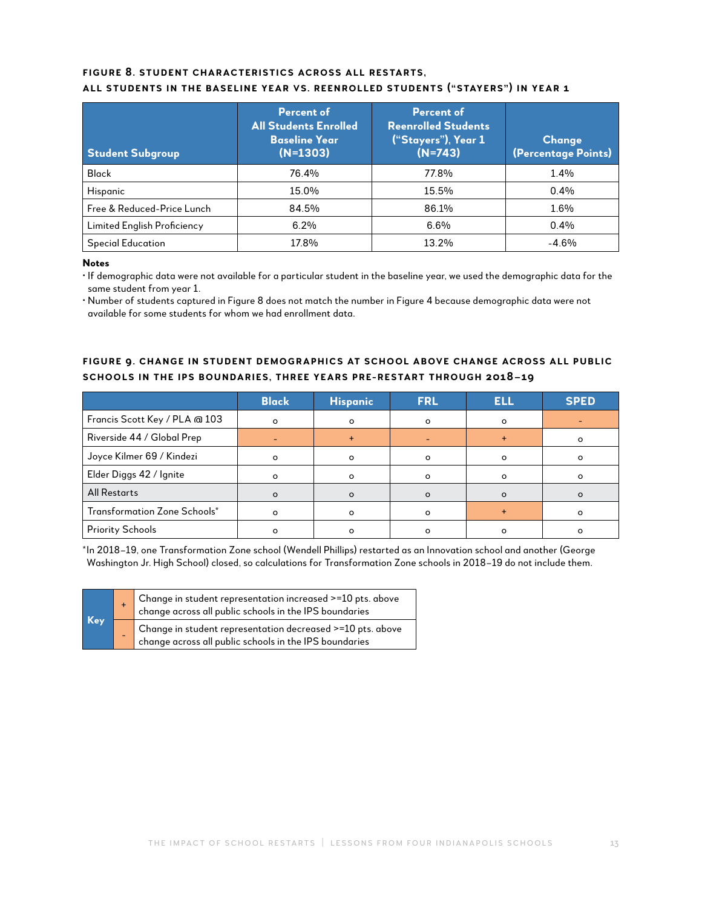**FIGURE 8. STUDENT CHARACTERISTICS ACROSS ALL RESTARTS, ALL STUDENTS IN THE BASELINE YEAR VS. REENROLLED STUDENTS ("STAYERS") IN YEAR 1**

| Student Subgroup | Percent of All Students Enrolled Baseline Year (N=1303) | Percent of Reenrolled Students ("Stayers"), Year 1 (N=743) | Change (Percentage Points) |
|---|---|---|---|
| Black | 76.4% | 77.8% | 1.4% |
| Hispanic | 15.0% | 15.5% | 0.4% |
| Free & Reduced-Price Lunch | 84.5% | 86.1% | 1.6% |
| Limited English Proficiency | 6.2% | 6.6% | 0.4% |
| Special Education | 17.8% | 13.2% | -4.6% |

**Notes**

- If demographic data were not available for a particular student in the baseline year, we used the demographic data for the same student from year 1.
- Number of students captured in Figure 8 does not match the number in Figure 4 because demographic data were not available for some students for whom we had enrollment data.

**FIGURE 9. CHANGE IN STUDENT DEMOGRAPHICS AT SCHOOL ABOVE CHANGE ACROSS ALL PUBLIC SCHOOLS IN THE IPS BOUNDARIES, THREE YEARS PRE-RESTART THROUGH 2018–19**

| | Black | Hispanic | FRL | ELL | SPED |
|---|---|---|---|---|---|
| Francis Scott Key / PLA @ 103 | o | o | o | o | - |
| Riverside 44 / Global Prep | - | + | - | + | o |
| Joyce Kilmer 69 / Kindezi | o | o | o | o | o |
| Elder Diggs 42 / Ignite | o | o | o | o | o |
| All Restarts | o | o | o | o | o |
| Transformation Zone Schools* | o | o | o | + | o |
| Priority Schools | o | o | o | o | o |

*In 2018–19, one Transformation Zone school (Wendell Phillips) restarted as an Innovation school and another (George Washington Jr. High School) closed, so calculations for Transformation Zone schools in 2018–19 do not include them.

| Key | | |
|---|---|---|
| | + | Change in student representation increased >=10 pts. above change across all public schools in the IPS boundaries |
| | - | Change in student representation decreased >=10 pts. above change across all public schools in the IPS boundaries |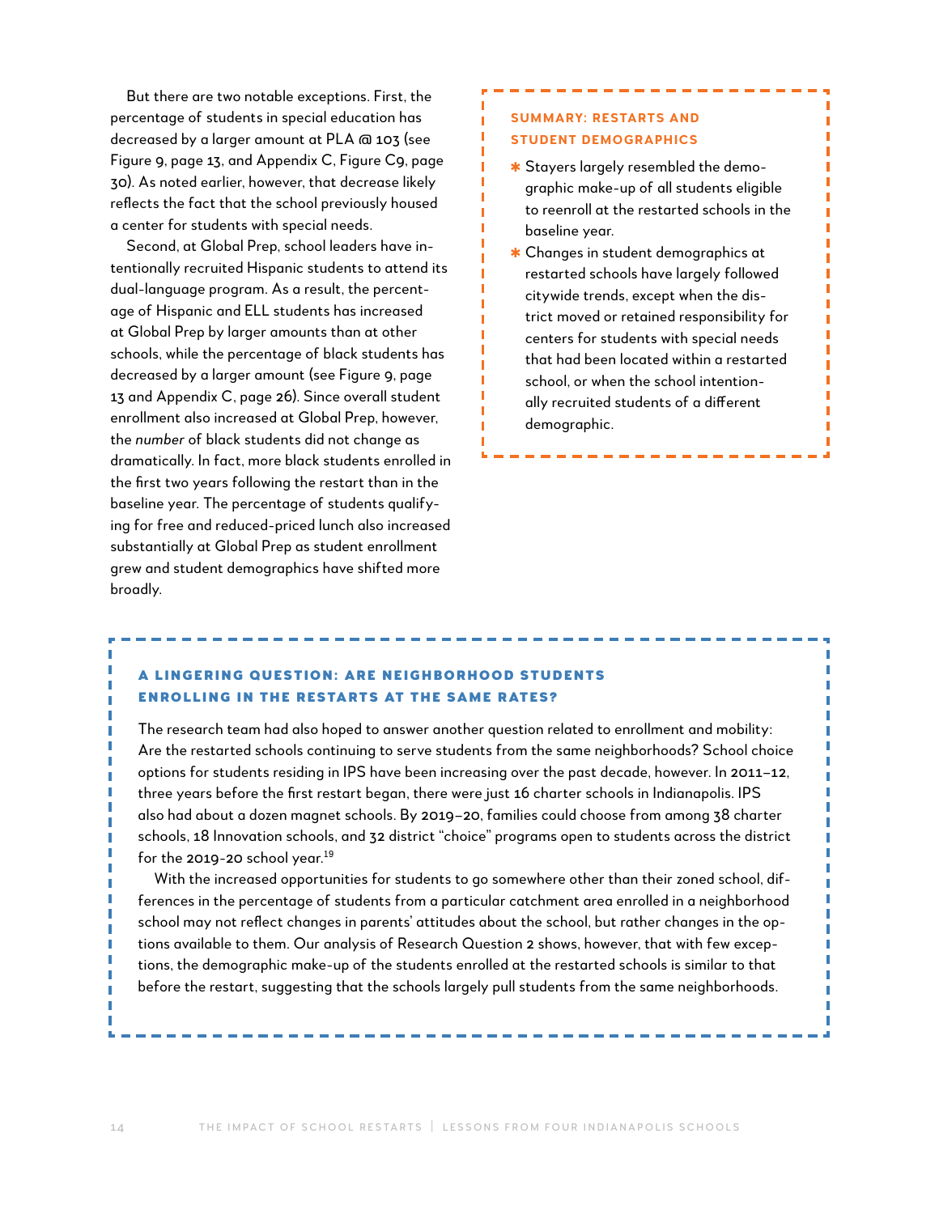But there are two notable exceptions. First, the percentage of students in special education has decreased by a larger amount at PLA @ 103 (see Figure 9, page 13, and Appendix C, Figure C9, page 30). As noted earlier, however, that decrease likely reflects the fact that the school previously housed a center for students with special needs.

Second, at Global Prep, school leaders have intentionally recruited Hispanic students to attend its dual-language program. As a result, the percentage of Hispanic and ELL students has increased at Global Prep by larger amounts than at other schools, while the percentage of black students has decreased by a larger amount (see Figure 9, page 13 and Appendix C, page 26). Since overall student enrollment also increased at Global Prep, however, the *number* of black students did not change as dramatically. In fact, more black students enrolled in the first two years following the restart than in the baseline year. The percentage of students qualifying for free and reduced-priced lunch also increased substantially at Global Prep as student enrollment grew and student demographics have shifted more broadly.

### SUMMARY: RESTARTS AND STUDENT DEMOGRAPHICS

- Stayers largely resembled the demographic make-up of all students eligible to reenroll at the restarted schools in the baseline year.
- Changes in student demographics at restarted schools have largely followed citywide trends, except when the district moved or retained responsibility for centers for students with special needs that had been located within a restarted school, or when the school intentionally recruited students of a different demographic.

### A LINGERING QUESTION: ARE NEIGHBORHOOD STUDENTS ENROLLING IN THE RESTARTS AT THE SAME RATES?

The research team had also hoped to answer another question related to enrollment and mobility: Are the restarted schools continuing to serve students from the same neighborhoods? School choice options for students residing in IPS have been increasing over the past decade, however. In 2011–12, three years before the first restart began, there were just 16 charter schools in Indianapolis. IPS also had about a dozen magnet schools. By 2019–20, families could choose from among 38 charter schools, 18 Innovation schools, and 32 district "choice" programs open to students across the district for the 2019-20 school year.[19]

With the increased opportunities for students to go somewhere other than their zoned school, differences in the percentage of students from a particular catchment area enrolled in a neighborhood school may not reflect changes in parents' attitudes about the school, but rather changes in the options available to them. Our analysis of Research Question 2 shows, however, that with few exceptions, the demographic make-up of the students enrolled at the restarted schools is similar to that before the restart, suggesting that the schools largely pull students from the same neighborhoods.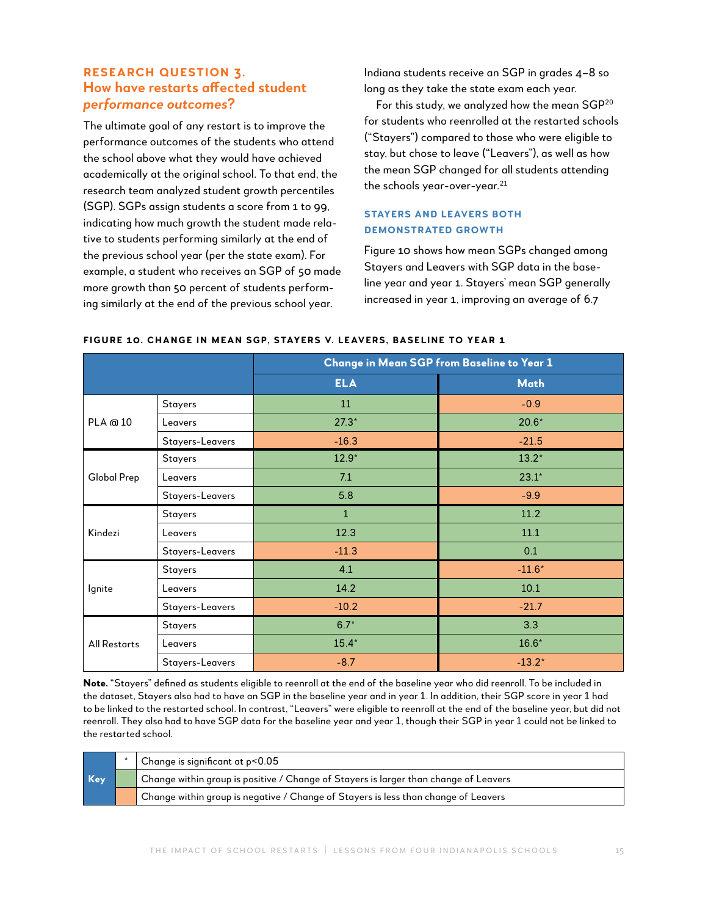## RESEARCH QUESTION 3.
## How have restarts affected student *performance outcomes?*

The ultimate goal of any restart is to improve the performance outcomes of the students who attend the school above what they would have achieved academically at the original school. To that end, the research team analyzed student growth percentiles (SGP). SGPs assign students a score from 1 to 99, indicating how much growth the student made relative to students performing similarly at the end of the previous school year (per the state exam). For example, a student who receives an SGP of 50 made more growth than 50 percent of students performing similarly at the end of the previous school year. Indiana students receive an SGP in grades 4–8 so long as they take the state exam each year.

For this study, we analyzed how the mean SGP[20] for students who reenrolled at the restarted schools ("Stayers") compared to those who were eligible to stay, but chose to leave ("Leavers"), as well as how the mean SGP changed for all students attending the schools year-over-year.[21]

### STAYERS AND LEAVERS BOTH DEMONSTRATED GROWTH

Figure 10 shows how mean SGPs changed among Stayers and Leavers with SGP data in the baseline year and year 1. Stayers' mean SGP generally increased in year 1, improving an average of 6.7

**FIGURE 10. CHANGE IN MEAN SGP, STAYERS V. LEAVERS, BASELINE TO YEAR 1**

| | | Change in Mean SGP from Baseline to Year 1 | |
|---|---|---|---|
| | | ELA | Math |
| PLA @ 10 | Stayers | 11 | -0.9 |
| | Leavers | 27.3* | 20.6* |
| | Stayers-Leavers | -16.3 | -21.5 |
| Global Prep | Stayers | 12.9* | 13.2* |
| | Leavers | 7.1 | 23.1* |
| | Stayers-Leavers | 5.8 | -9.9 |
| Kindezi | Stayers | 1 | 11.2 |
| | Leavers | 12.3 | 11.1 |
| | Stayers-Leavers | -11.3 | 0.1 |
| Ignite | Stayers | 4.1 | -11.6* |
| | Leavers | 14.2 | 10.1 |
| | Stayers-Leavers | -10.2 | -21.7 |
| All Restarts | Stayers | 6.7* | 3.3 |
| | Leavers | 15.4* | 16.6* |
| | Stayers-Leavers | -8.7 | -13.2* |

**Note.** "Stayers" defined as students eligible to reenroll at the end of the baseline year who did reenroll. To be included in the dataset, Stayers also had to have an SGP in the baseline year and in year 1. In addition, their SGP score in year 1 had to be linked to the restarted school. In contrast, "Leavers" were eligible to reenroll at the end of the baseline year, but did not reenroll. They also had to have SGP data for the baseline year and year 1, though their SGP in year 1 could not be linked to the restarted school.

| Key | | |
|---|---|---|
| | * | Change is significant at $p<0.05$ |
| | (green) | Change within group is positive / Change of Stayers is larger than change of Leavers |
| | (orange) | Change within group is negative / Change of Stayers is less than change of Leavers |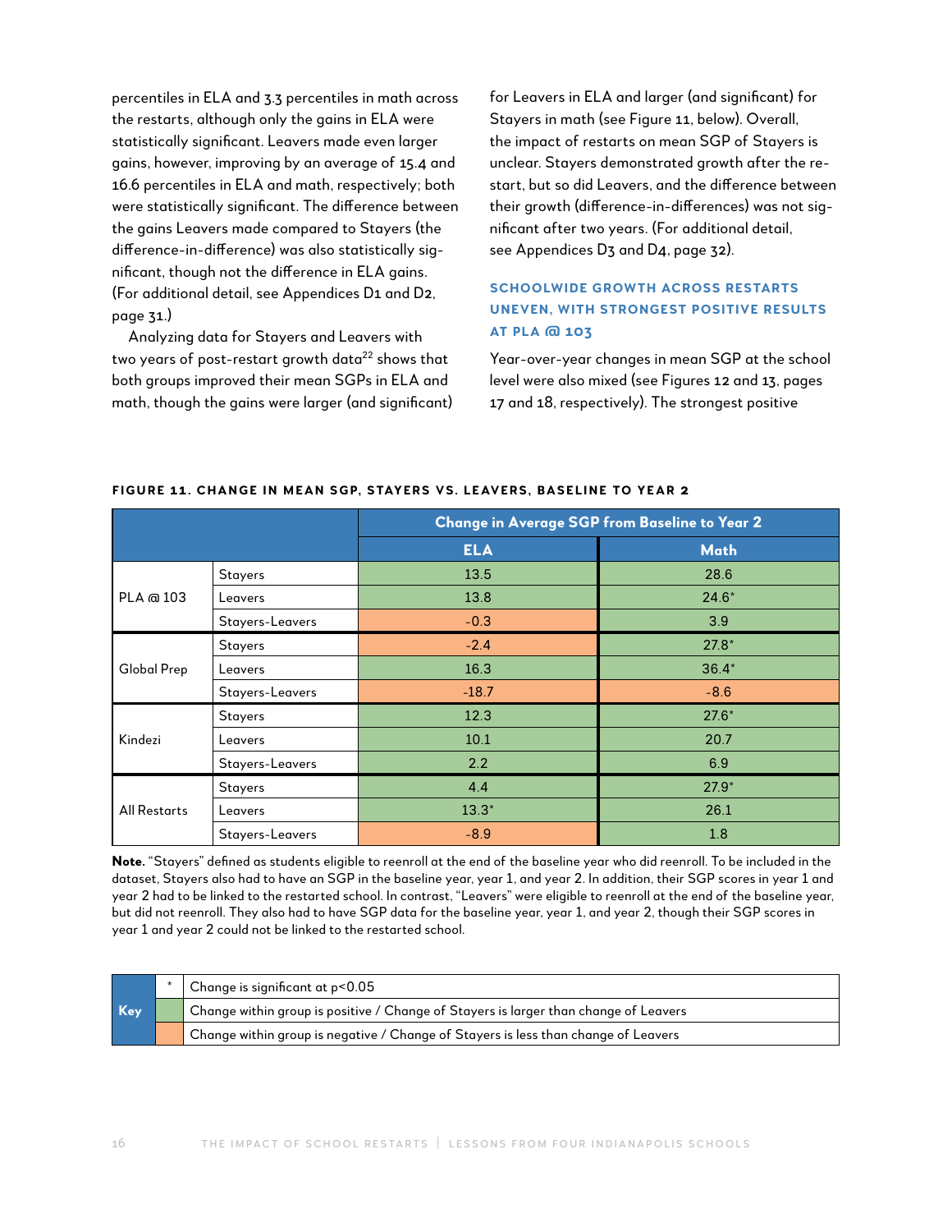percentiles in ELA and 3.3 percentiles in math across the restarts, although only the gains in ELA were statistically significant. Leavers made even larger gains, however, improving by an average of 15.4 and 16.6 percentiles in ELA and math, respectively; both were statistically significant. The difference between the gains Leavers made compared to Stayers (the difference-in-difference) was also statistically significant, though not the difference in ELA gains. (For additional detail, see Appendices D1 and D2, page 31.)

Analyzing data for Stayers and Leavers with two years of post-restart growth data[22] shows that both groups improved their mean SGPs in ELA and math, though the gains were larger (and significant) for Leavers in ELA and larger (and significant) for Stayers in math (see Figure 11, below). Overall, the impact of restarts on mean SGP of Stayers is unclear. Stayers demonstrated growth after the restart, but so did Leavers, and the difference between their growth (difference-in-differences) was not significant after two years. (For additional detail, see Appendices D3 and D4, page 32).

### SCHOOLWIDE GROWTH ACROSS RESTARTS UNEVEN, WITH STRONGEST POSITIVE RESULTS AT PLA @ 103

Year-over-year changes in mean SGP at the school level were also mixed (see Figures 12 and 13, pages 17 and 18, respectively). The strongest positive

**FIGURE 11. CHANGE IN MEAN SGP, STAYERS VS. LEAVERS, BASELINE TO YEAR 2**

| | | Change in Average SGP from Baseline to Year 2 | |
|---|---|---|---|
| | | ELA | Math |
| PLA @ 103 | Stayers | 13.5 | 28.6 |
| | Leavers | 13.8 | 24.6* |
| | Stayers-Leavers | -0.3 | 3.9 |
| Global Prep | Stayers | -2.4 | 27.8* |
| | Leavers | 16.3 | 36.4* |
| | Stayers-Leavers | -18.7 | -8.6 |
| Kindezi | Stayers | 12.3 | 27.6* |
| | Leavers | 10.1 | 20.7 |
| | Stayers-Leavers | 2.2 | 6.9 |
| All Restarts | Stayers | 4.4 | 27.9* |
| | Leavers | 13.3* | 26.1 |
| | Stayers-Leavers | -8.9 | 1.8 |

**Note.** "Stayers" defined as students eligible to reenroll at the end of the baseline year who did reenroll. To be included in the dataset, Stayers also had to have an SGP in the baseline year, year 1, and year 2. In addition, their SGP scores in year 1 and year 2 had to be linked to the restarted school. In contrast, "Leavers" were eligible to reenroll at the end of the baseline year, but did not reenroll. They also had to have SGP data for the baseline year, year 1, and year 2, though their SGP scores in year 1 and year 2 could not be linked to the restarted school.

| Key | | |
|---|---|---|
| | * | Change is significant at $p<0.05$ |
| | (green) | Change within group is positive / Change of Stayers is larger than change of Leavers |
| | (orange) | Change within group is negative / Change of Stayers is less than change of Leavers |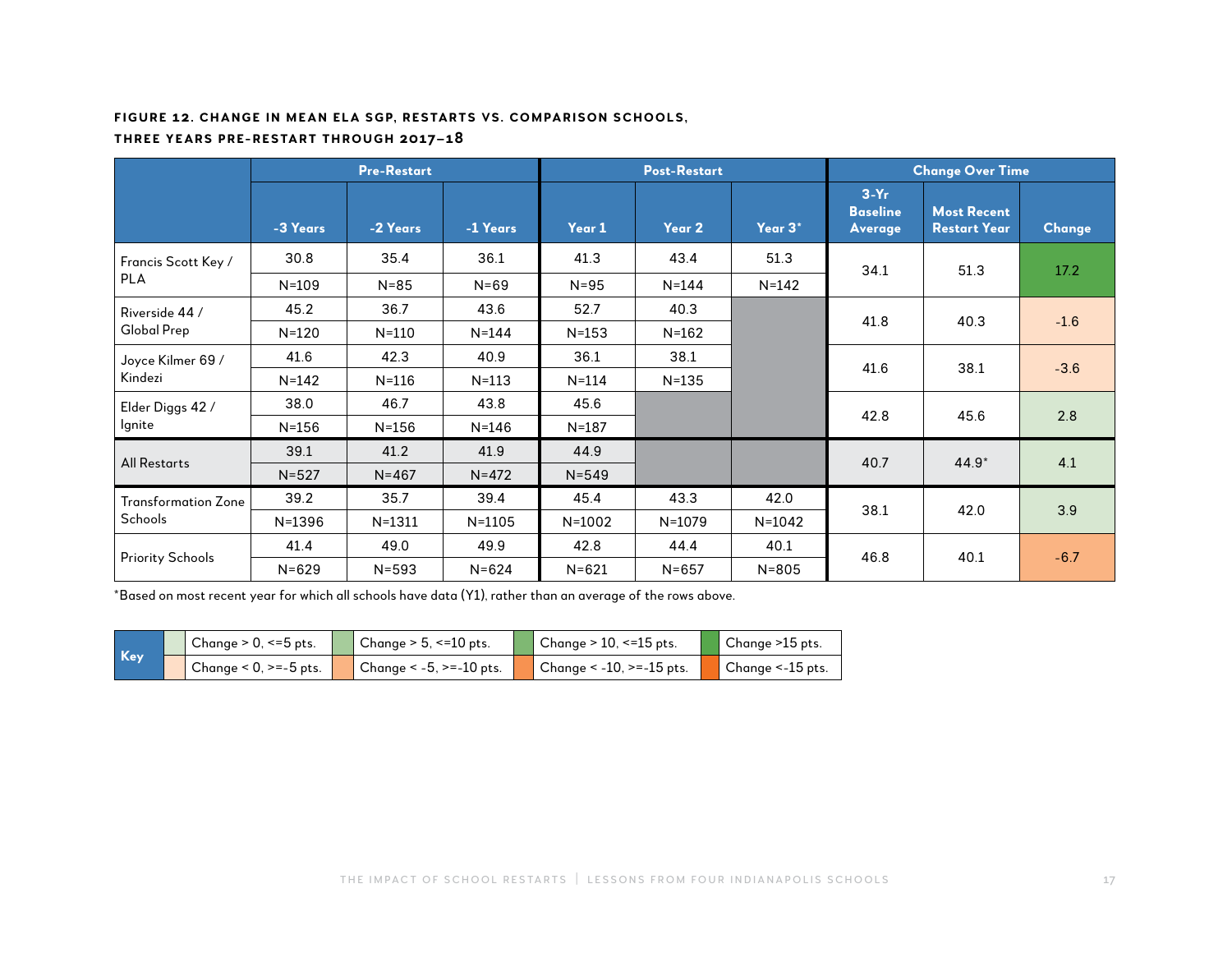**FIGURE 12. CHANGE IN MEAN ELA SGP, RESTARTS VS. COMPARISON SCHOOLS, THREE YEARS PRE-RESTART THROUGH 2017–18**

| | Pre-Restart | | | Post-Restart | | | Change Over Time | | |
|---|---|---|---|---|---|---|---|---|---|
| | -3 Years | -2 Years | -1 Years | Year 1 | Year 2 | Year 3* | 3-Yr Baseline Average | Most Recent Restart Year | Change |
| Francis Scott Key / PLA | 30.8 | 35.4 | 36.1 | 41.3 | 43.4 | 51.3 | 34.1 | 51.3 | 17.2 |
| | N=109 | N=85 | N=69 | N=95 | N=144 | N=142 | | | |
| Riverside 44 / Global Prep | 45.2 | 36.7 | 43.6 | 52.7 | 40.3 | | 41.8 | 40.3 | -1.6 |
| | N=120 | N=110 | N=144 | N=153 | N=162 | | | | |
| Joyce Kilmer 69 / Kindezi | 41.6 | 42.3 | 40.9 | 36.1 | 38.1 | | 41.6 | 38.1 | -3.6 |
| | N=142 | N=116 | N=113 | N=114 | N=135 | | | | |
| Elder Diggs 42 / Ignite | 38.0 | 46.7 | 43.8 | 45.6 | | | 42.8 | 45.6 | 2.8 |
| | N=156 | N=156 | N=146 | N=187 | | | | | |
| All Restarts | 39.1 | 41.2 | 41.9 | 44.9 | | | 40.7 | 44.9* | 4.1 |
| | N=527 | N=467 | N=472 | N=549 | | | | | |
| Transformation Zone Schools | 39.2 | 35.7 | 39.4 | 45.4 | 43.3 | 42.0 | 38.1 | 42.0 | 3.9 |
| | N=1396 | N=1311 | N=1105 | N=1002 | N=1079 | N=1042 | | | |
| Priority Schools | 41.4 | 49.0 | 49.9 | 42.8 | 44.4 | 40.1 | 46.8 | 40.1 | -6.7 |
| | N=629 | N=593 | N=624 | N=621 | N=657 | N=805 | | | |

*Based on most recent year for which all schools have data (Y1), rather than an average of the rows above.

| Key | | | |
|---|---|---|---|
| Change > 0, <=5 pts. | Change > 5, <=10 pts. | Change > 10, <=15 pts. | Change >15 pts. |
| Change < 0, >=-5 pts. | Change < -5, >=-10 pts. | Change < -10, >=-15 pts. | Change <-15 pts. |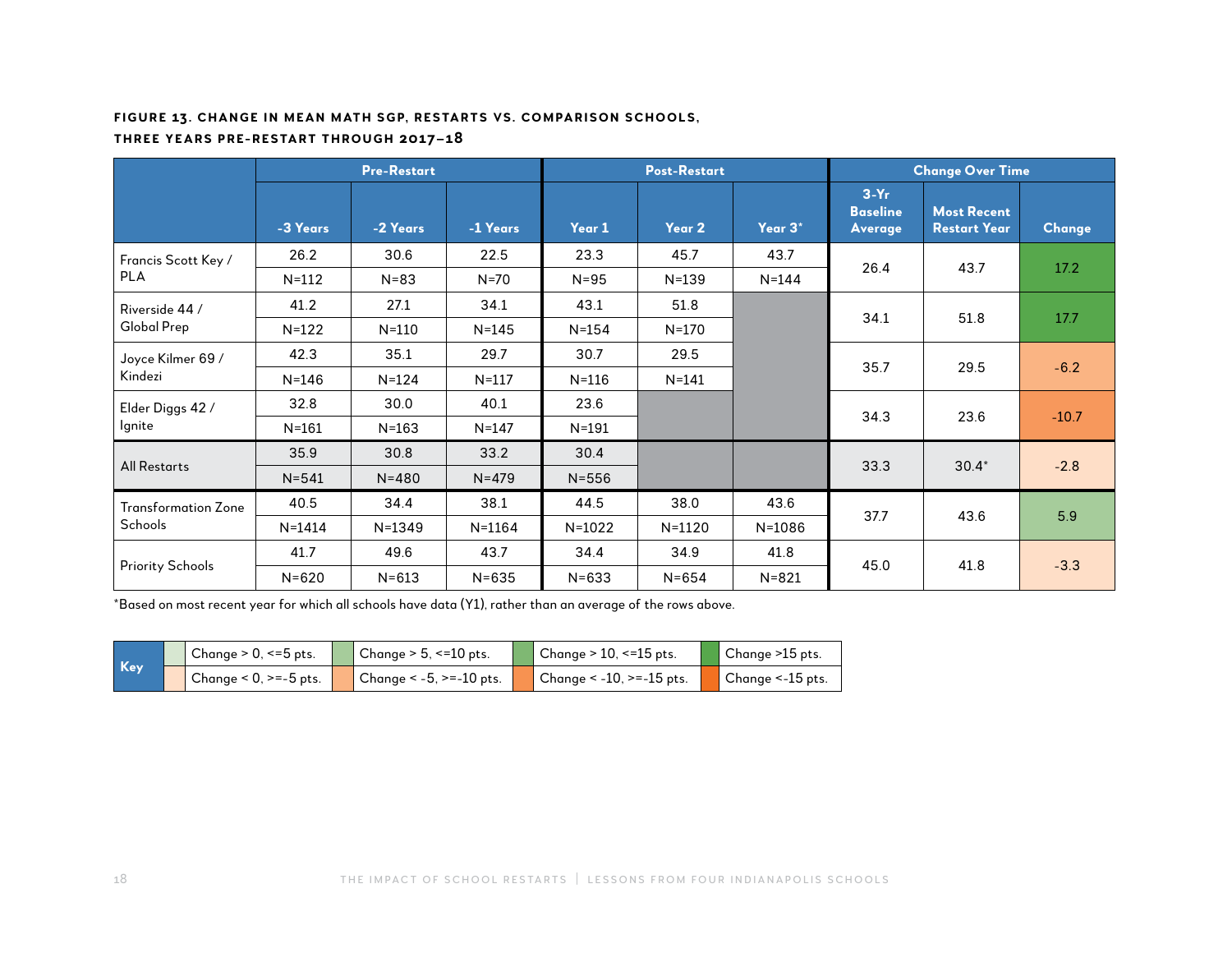**FIGURE 13. CHANGE IN MEAN MATH SGP, RESTARTS VS. COMPARISON SCHOOLS, THREE YEARS PRE-RESTART THROUGH 2017–18**

| | Pre-Restart | | | Post-Restart | | | Change Over Time | | |
|---|---|---|---|---|---|---|---|---|---|
| | -3 Years | -2 Years | -1 Years | Year 1 | Year 2 | Year 3* | 3-Yr Baseline Average | Most Recent Restart Year | Change |
| Francis Scott Key / PLA | 26.2 | 30.6 | 22.5 | 23.3 | 45.7 | 43.7 | 26.4 | 43.7 | 17.2 |
| | N=112 | N=83 | N=70 | N=95 | N=139 | N=144 | | | |
| Riverside 44 / Global Prep | 41.2 | 27.1 | 34.1 | 43.1 | 51.8 | | 34.1 | 51.8 | 17.7 |
| | N=122 | N=110 | N=145 | N=154 | N=170 | | | | |
| Joyce Kilmer 69 / Kindezi | 42.3 | 35.1 | 29.7 | 30.7 | 29.5 | | 35.7 | 29.5 | -6.2 |
| | N=146 | N=124 | N=117 | N=116 | N=141 | | | | |
| Elder Diggs 42 / Ignite | 32.8 | 30.0 | 40.1 | 23.6 | | | 34.3 | 23.6 | -10.7 |
| | N=161 | N=163 | N=147 | N=191 | | | | | |
| All Restarts | 35.9 | 30.8 | 33.2 | 30.4 | | | 33.3 | 30.4* | -2.8 |
| | N=541 | N=480 | N=479 | N=556 | | | | | |
| Transformation Zone Schools | 40.5 | 34.4 | 38.1 | 44.5 | 38.0 | 43.6 | 37.7 | 43.6 | 5.9 |
| | N=1414 | N=1349 | N=1164 | N=1022 | N=1120 | N=1086 | | | |
| Priority Schools | 41.7 | 49.6 | 43.7 | 34.4 | 34.9 | 41.8 | 45.0 | 41.8 | -3.3 |
| | N=620 | N=613 | N=635 | N=633 | N=654 | N=821 | | | |

*Based on most recent year for which all schools have data (Y1), rather than an average of the rows above.

| Key | | | | |
|---|---|---|---|---|
| | Change > 0, <=5 pts. | Change > 5, <=10 pts. | Change > 10, <=15 pts. | Change >15 pts. |
| | Change < 0, >=-5 pts. | Change < -5, >=-10 pts. | Change < -10, >=-15 pts. | Change <-15 pts. |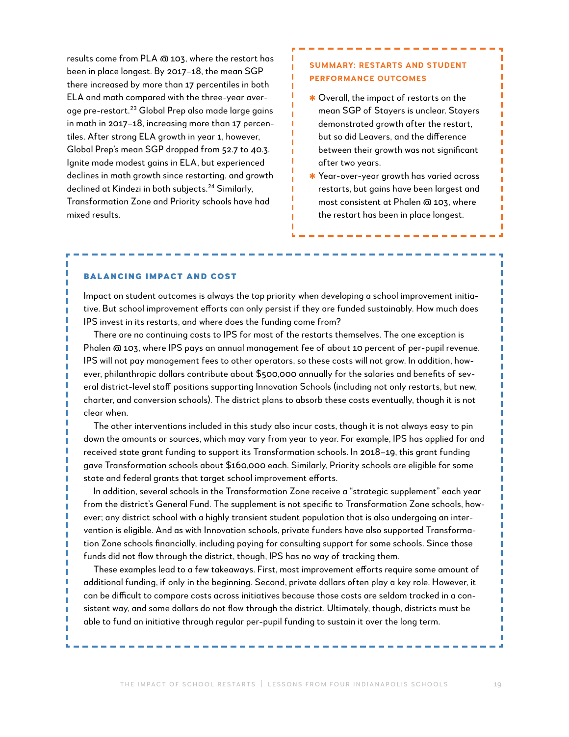results come from PLA @ 103, where the restart has been in place longest. By 2017–18, the mean SGP there increased by more than 17 percentiles in both ELA and math compared with the three-year average pre-restart.[23] Global Prep also made large gains in math in 2017–18, increasing more than 17 percentiles. After strong ELA growth in year 1, however, Global Prep's mean SGP dropped from 52.7 to 40.3. Ignite made modest gains in ELA, but experienced declines in math growth since restarting, and growth declined at Kindezi in both subjects.[24] Similarly, Transformation Zone and Priority schools have had mixed results.

### SUMMARY: RESTARTS AND STUDENT PERFORMANCE OUTCOMES

- Overall, the impact of restarts on the mean SGP of Stayers is unclear. Stayers demonstrated growth after the restart, but so did Leavers, and the difference between their growth was not significant after two years.
- Year-over-year growth has varied across restarts, but gains have been largest and most consistent at Phalen @ 103, where the restart has been in place longest.

### BALANCING IMPACT AND COST

Impact on student outcomes is always the top priority when developing a school improvement initiative. But school improvement efforts can only persist if they are funded sustainably. How much does IPS invest in its restarts, and where does the funding come from?

There are no continuing costs to IPS for most of the restarts themselves. The one exception is Phalen @ 103, where IPS pays an annual management fee of about 10 percent of per-pupil revenue. IPS will not pay management fees to other operators, so these costs will not grow. In addition, however, philanthropic dollars contribute about $500,000 annually for the salaries and benefits of several district-level staff positions supporting Innovation Schools (including not only restarts, but new, charter, and conversion schools). The district plans to absorb these costs eventually, though it is not clear when.

The other interventions included in this study also incur costs, though it is not always easy to pin down the amounts or sources, which may vary from year to year. For example, IPS has applied for and received state grant funding to support its Transformation schools. In 2018–19, this grant funding gave Transformation schools about $160,000 each. Similarly, Priority schools are eligible for some state and federal grants that target school improvement efforts.

In addition, several schools in the Transformation Zone receive a "strategic supplement" each year from the district's General Fund. The supplement is not specific to Transformation Zone schools, however; any district school with a highly transient student population that is also undergoing an intervention is eligible. And as with Innovation schools, private funders have also supported Transformation Zone schools financially, including paying for consulting support for some schools. Since those funds did not flow through the district, though, IPS has no way of tracking them.

These examples lead to a few takeaways. First, most improvement efforts require some amount of additional funding, if only in the beginning. Second, private dollars often play a key role. However, it can be difficult to compare costs across initiatives because those costs are seldom tracked in a consistent way, and some dollars do not flow through the district. Ultimately, though, districts must be able to fund an initiative through regular per-pupil funding to sustain it over the long term.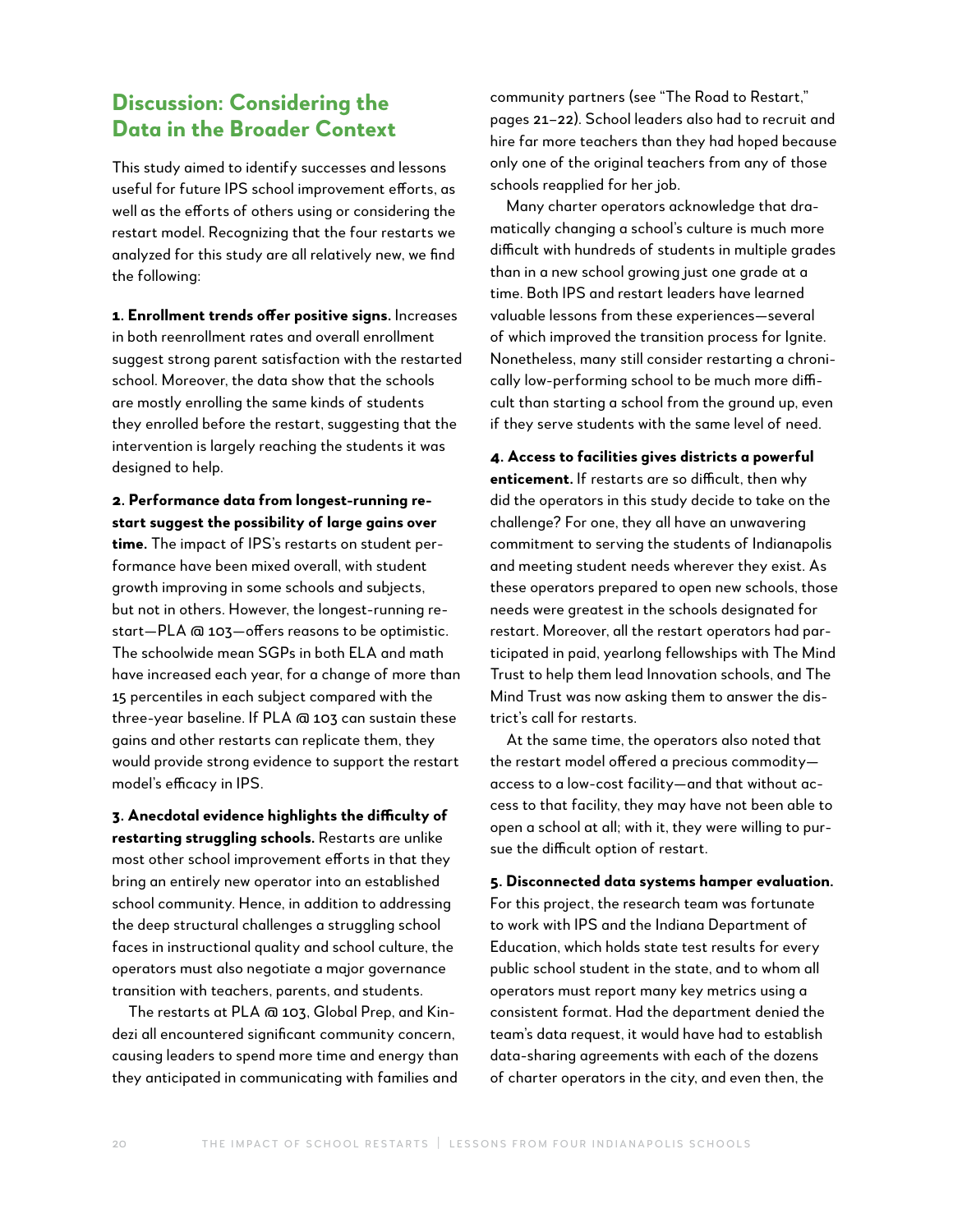## Discussion: Considering the Data in the Broader Context

This study aimed to identify successes and lessons useful for future IPS school improvement efforts, as well as the efforts of others using or considering the restart model. Recognizing that the four restarts we analyzed for this study are all relatively new, we find the following:

**1. Enrollment trends offer positive signs.** Increases in both reenrollment rates and overall enrollment suggest strong parent satisfaction with the restarted school. Moreover, the data show that the schools are mostly enrolling the same kinds of students they enrolled before the restart, suggesting that the intervention is largely reaching the students it was designed to help.

**2. Performance data from longest-running restart suggest the possibility of large gains over time.** The impact of IPS's restarts on student performance have been mixed overall, with student growth improving in some schools and subjects, but not in others. However, the longest-running restart—PLA @ 103—offers reasons to be optimistic. The schoolwide mean SGPs in both ELA and math have increased each year, for a change of more than 15 percentiles in each subject compared with the three-year baseline. If PLA @ 103 can sustain these gains and other restarts can replicate them, they would provide strong evidence to support the restart model's efficacy in IPS.

**3. Anecdotal evidence highlights the difficulty of restarting struggling schools.** Restarts are unlike most other school improvement efforts in that they bring an entirely new operator into an established school community. Hence, in addition to addressing the deep structural challenges a struggling school faces in instructional quality and school culture, the operators must also negotiate a major governance transition with teachers, parents, and students.

The restarts at PLA @ 103, Global Prep, and Kindezi all encountered significant community concern, causing leaders to spend more time and energy than they anticipated in communicating with families and community partners (see "The Road to Restart," pages 21–22). School leaders also had to recruit and hire far more teachers than they had hoped because only one of the original teachers from any of those schools reapplied for her job.

Many charter operators acknowledge that dramatically changing a school's culture is much more difficult with hundreds of students in multiple grades than in a new school growing just one grade at a time. Both IPS and restart leaders have learned valuable lessons from these experiences—several of which improved the transition process for Ignite. Nonetheless, many still consider restarting a chronically low-performing school to be much more difficult than starting a school from the ground up, even if they serve students with the same level of need.

**4. Access to facilities gives districts a powerful enticement.** If restarts are so difficult, then why did the operators in this study decide to take on the challenge? For one, they all have an unwavering commitment to serving the students of Indianapolis and meeting student needs wherever they exist. As these operators prepared to open new schools, those needs were greatest in the schools designated for restart. Moreover, all the restart operators had participated in paid, yearlong fellowships with The Mind Trust to help them lead Innovation schools, and The Mind Trust was now asking them to answer the district's call for restarts.

At the same time, the operators also noted that the restart model offered a precious commodity—access to a low-cost facility—and that without access to that facility, they may have not been able to open a school at all; with it, they were willing to pursue the difficult option of restart.

**5. Disconnected data systems hamper evaluation.** For this project, the research team was fortunate to work with IPS and the Indiana Department of Education, which holds state test results for every public school student in the state, and to whom all operators must report many key metrics using a consistent format. Had the department denied the team's data request, it would have had to establish data-sharing agreements with each of the dozens of charter operators in the city, and even then, the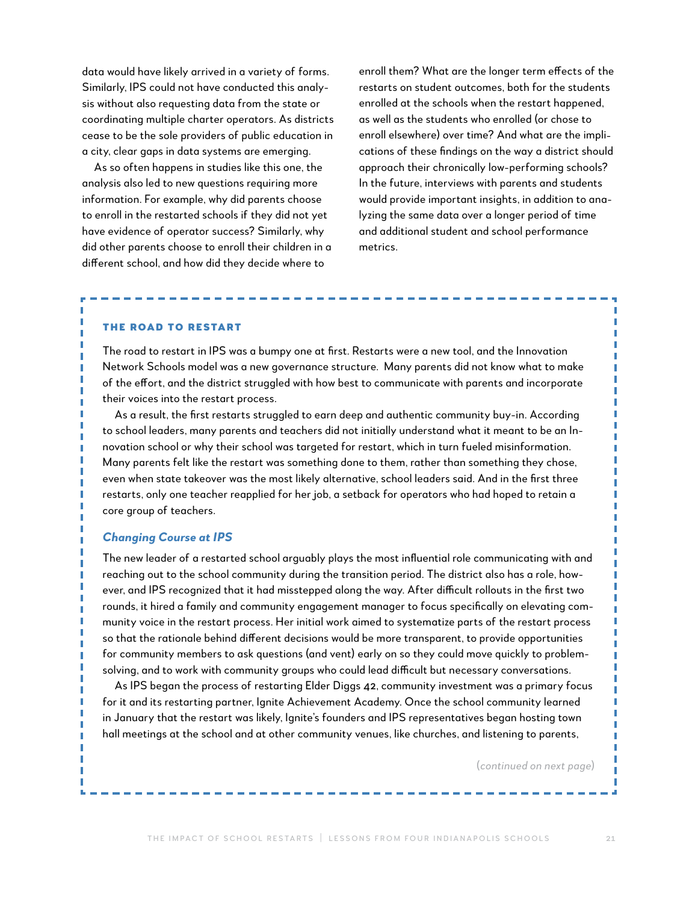data would have likely arrived in a variety of forms. Similarly, IPS could not have conducted this analysis without also requesting data from the state or coordinating multiple charter operators. As districts cease to be the sole providers of public education in a city, clear gaps in data systems are emerging.

As so often happens in studies like this one, the analysis also led to new questions requiring more information. For example, why did parents choose to enroll in the restarted schools if they did not yet have evidence of operator success? Similarly, why did other parents choose to enroll their children in a different school, and how did they decide where to enroll them? What are the longer term effects of the restarts on student outcomes, both for the students enrolled at the schools when the restart happened, as well as the students who enrolled (or chose to enroll elsewhere) over time? And what are the implications of these findings on the way a district should approach their chronically low-performing schools? In the future, interviews with parents and students would provide important insights, in addition to analyzing the same data over a longer period of time and additional student and school performance metrics.

### THE ROAD TO RESTART

The road to restart in IPS was a bumpy one at first. Restarts were a new tool, and the Innovation Network Schools model was a new governance structure. Many parents did not know what to make of the effort, and the district struggled with how best to communicate with parents and incorporate their voices into the restart process.

As a result, the first restarts struggled to earn deep and authentic community buy-in. According to school leaders, many parents and teachers did not initially understand what it meant to be an Innovation school or why their school was targeted for restart, which in turn fueled misinformation. Many parents felt like the restart was something done to them, rather than something they chose, even when state takeover was the most likely alternative, school leaders said. And in the first three restarts, only one teacher reapplied for her job, a setback for operators who had hoped to retain a core group of teachers.

#### *Changing Course at IPS*

The new leader of a restarted school arguably plays the most influential role communicating with and reaching out to the school community during the transition period. The district also has a role, however, and IPS recognized that it had misstepped along the way. After difficult rollouts in the first two rounds, it hired a family and community engagement manager to focus specifically on elevating community voice in the restart process. Her initial work aimed to systematize parts of the restart process so that the rationale behind different decisions would be more transparent, to provide opportunities for community members to ask questions (and vent) early on so they could move quickly to problem-solving, and to work with community groups who could lead difficult but necessary conversations.

As IPS began the process of restarting Elder Diggs 42, community investment was a primary focus for it and its restarting partner, Ignite Achievement Academy. Once the school community learned in January that the restart was likely, Ignite's founders and IPS representatives began hosting town hall meetings at the school and at other community venues, like churches, and listening to parents,

(*continued on next page*)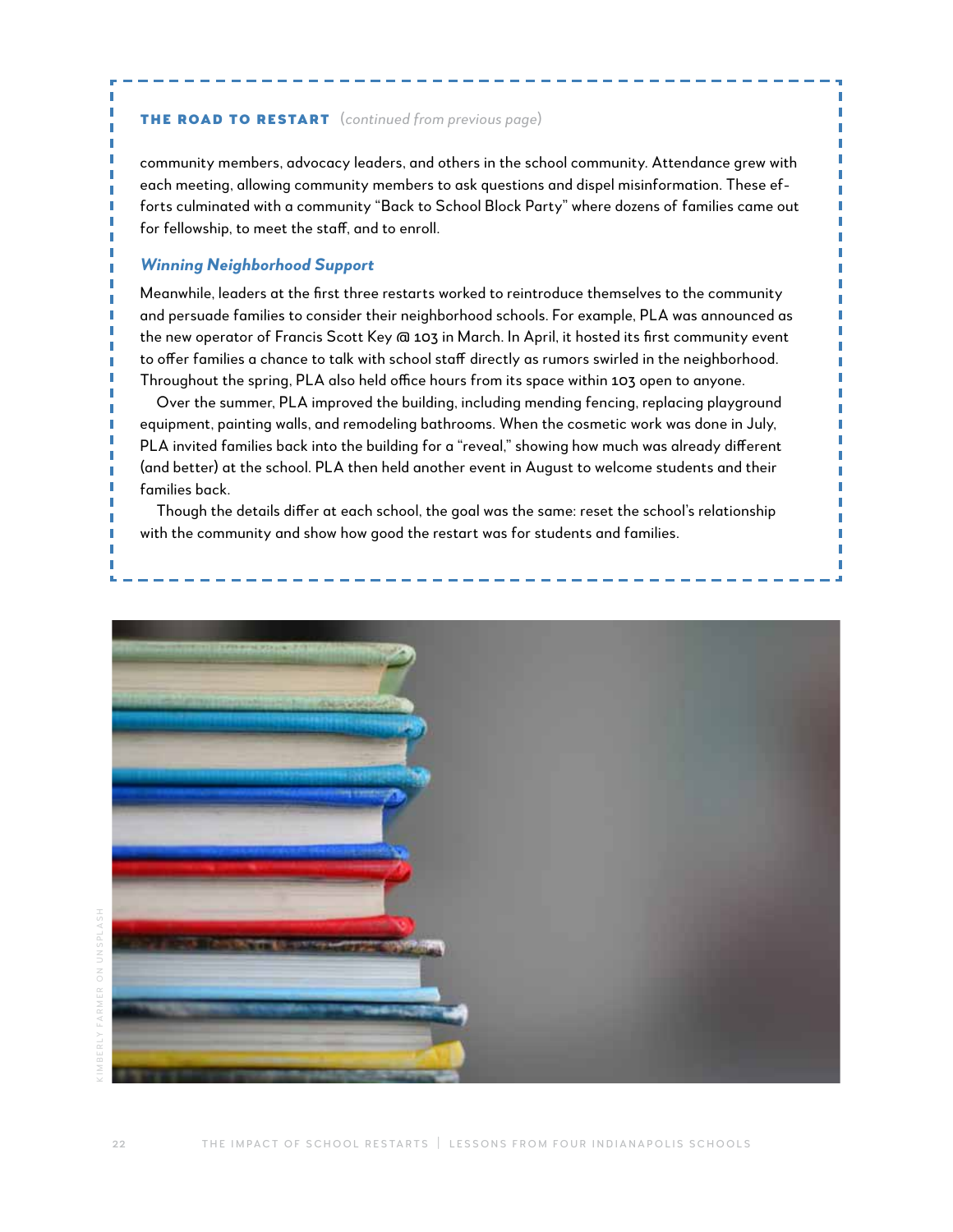**THE ROAD TO RESTART** (*continued from previous page*)

community members, advocacy leaders, and others in the school community. Attendance grew with each meeting, allowing community members to ask questions and dispel misinformation. These efforts culminated with a community "Back to School Block Party" where dozens of families came out for fellowship, to meet the staff, and to enroll.

### *Winning Neighborhood Support*

Meanwhile, leaders at the first three restarts worked to reintroduce themselves to the community and persuade families to consider their neighborhood schools. For example, PLA was announced as the new operator of Francis Scott Key @ 103 in March. In April, it hosted its first community event to offer families a chance to talk with school staff directly as rumors swirled in the neighborhood. Throughout the spring, PLA also held office hours from its space within 103 open to anyone.

Over the summer, PLA improved the building, including mending fencing, replacing playground equipment, painting walls, and remodeling bathrooms. When the cosmetic work was done in July, PLA invited families back into the building for a "reveal," showing how much was already different (and better) at the school. PLA then held another event in August to welcome students and their families back.

Though the details differ at each school, the goal was the same: reset the school's relationship with the community and show how good the restart was for students and families.

KIMBERLY FARMER ON UNSPLASH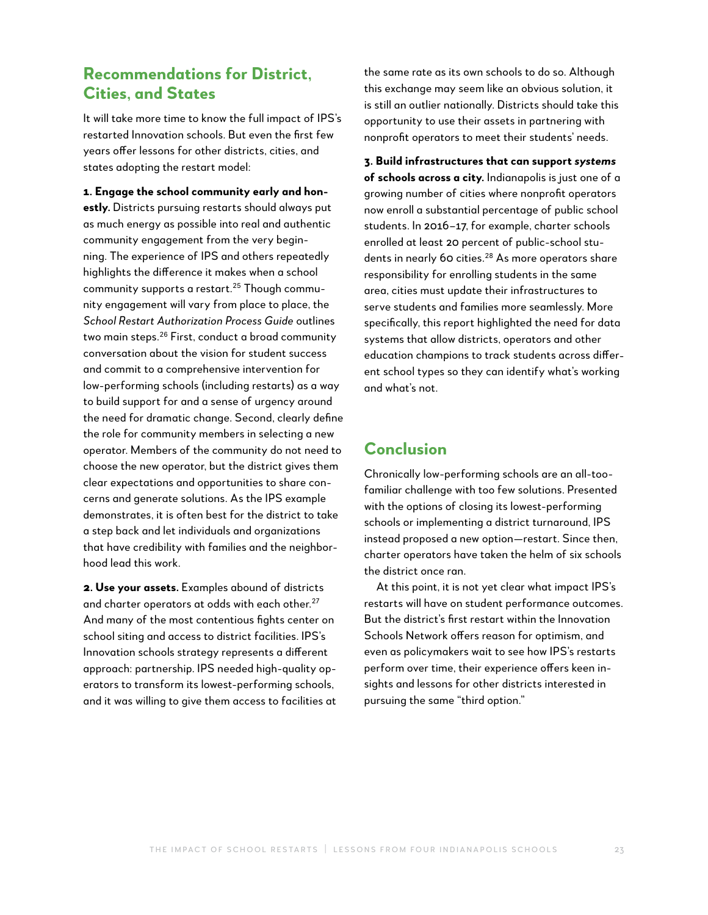## Recommendations for District, Cities, and States

It will take more time to know the full impact of IPS's restarted Innovation schools. But even the first few years offer lessons for other districts, cities, and states adopting the restart model:

**1. Engage the school community early and honestly.** Districts pursuing restarts should always put as much energy as possible into real and authentic community engagement from the very beginning. The experience of IPS and others repeatedly highlights the difference it makes when a school community supports a restart.[25] Though community engagement will vary from place to place, the *School Restart Authorization Process Guide* outlines two main steps.[26] First, conduct a broad community conversation about the vision for student success and commit to a comprehensive intervention for low-performing schools (including restarts) as a way to build support for and a sense of urgency around the need for dramatic change. Second, clearly define the role for community members in selecting a new operator. Members of the community do not need to choose the new operator, but the district gives them clear expectations and opportunities to share concerns and generate solutions. As the IPS example demonstrates, it is often best for the district to take a step back and let individuals and organizations that have credibility with families and the neighborhood lead this work.

**2. Use your assets.** Examples abound of districts and charter operators at odds with each other.[27] And many of the most contentious fights center on school siting and access to district facilities. IPS's Innovation schools strategy represents a different approach: partnership. IPS needed high-quality operators to transform its lowest-performing schools, and it was willing to give them access to facilities at the same rate as its own schools to do so. Although this exchange may seem like an obvious solution, it is still an outlier nationally. Districts should take this opportunity to use their assets in partnering with nonprofit operators to meet their students' needs.

**3. Build infrastructures that can support *systems* of schools across a city.** Indianapolis is just one of a growing number of cities where nonprofit operators now enroll a substantial percentage of public school students. In 2016–17, for example, charter schools enrolled at least 20 percent of public-school students in nearly 60 cities.[28] As more operators share responsibility for enrolling students in the same area, cities must update their infrastructures to serve students and families more seamlessly. More specifically, this report highlighted the need for data systems that allow districts, operators and other education champions to track students across different school types so they can identify what's working and what's not.

## Conclusion

Chronically low-performing schools are an all-too-familiar challenge with too few solutions. Presented with the options of closing its lowest-performing schools or implementing a district turnaround, IPS instead proposed a new option—restart. Since then, charter operators have taken the helm of six schools the district once ran.

At this point, it is not yet clear what impact IPS's restarts will have on student performance outcomes. But the district's first restart within the Innovation Schools Network offers reason for optimism, and even as policymakers wait to see how IPS's restarts perform over time, their experience offers keen insights and lessons for other districts interested in pursuing the same "third option."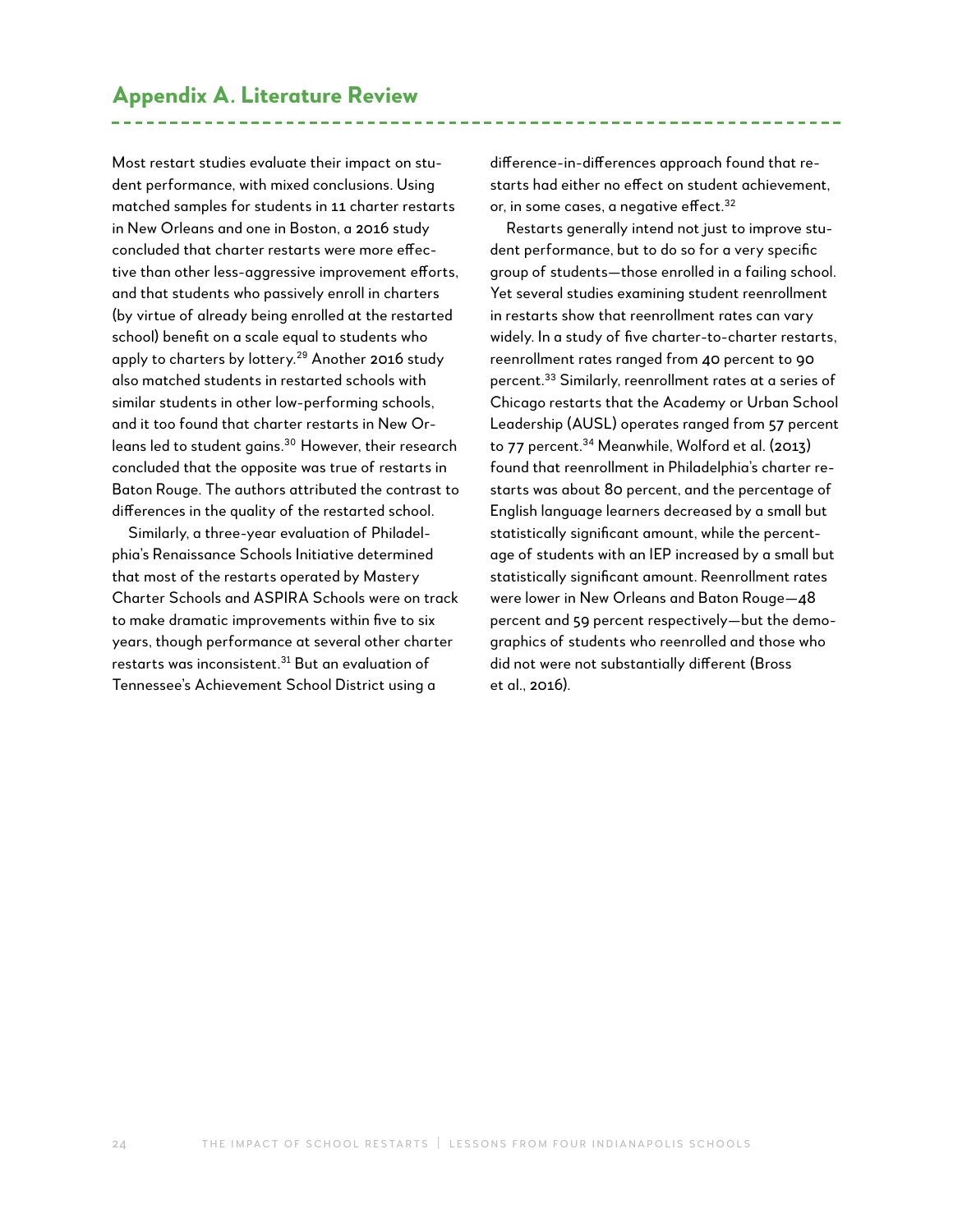## Appendix A. Literature Review

Most restart studies evaluate their impact on student performance, with mixed conclusions. Using matched samples for students in 11 charter restarts in New Orleans and one in Boston, a 2016 study concluded that charter restarts were more effective than other less-aggressive improvement efforts, and that students who passively enroll in charters (by virtue of already being enrolled at the restarted school) benefit on a scale equal to students who apply to charters by lottery.[29] Another 2016 study also matched students in restarted schools with similar students in other low-performing schools, and it too found that charter restarts in New Orleans led to student gains.[30] However, their research concluded that the opposite was true of restarts in Baton Rouge. The authors attributed the contrast to differences in the quality of the restarted school.

Similarly, a three-year evaluation of Philadelphia's Renaissance Schools Initiative determined that most of the restarts operated by Mastery Charter Schools and ASPIRA Schools were on track to make dramatic improvements within five to six years, though performance at several other charter restarts was inconsistent.[31] But an evaluation of Tennessee's Achievement School District using a difference-in-differences approach found that restarts had either no effect on student achievement, or, in some cases, a negative effect.[32]

Restarts generally intend not just to improve student performance, but to do so for a very specific group of students—those enrolled in a failing school. Yet several studies examining student reenrollment in restarts show that reenrollment rates can vary widely. In a study of five charter-to-charter restarts, reenrollment rates ranged from 40 percent to 90 percent.[33] Similarly, reenrollment rates at a series of Chicago restarts that the Academy or Urban School Leadership (AUSL) operates ranged from 57 percent to 77 percent.[34] Meanwhile, Wolford et al. (2013) found that reenrollment in Philadelphia's charter restarts was about 80 percent, and the percentage of English language learners decreased by a small but statistically significant amount, while the percentage of students with an IEP increased by a small but statistically significant amount. Reenrollment rates were lower in New Orleans and Baton Rouge—48 percent and 59 percent respectively—but the demographics of students who reenrolled and those who did not were not substantially different (Bross et al., 2016).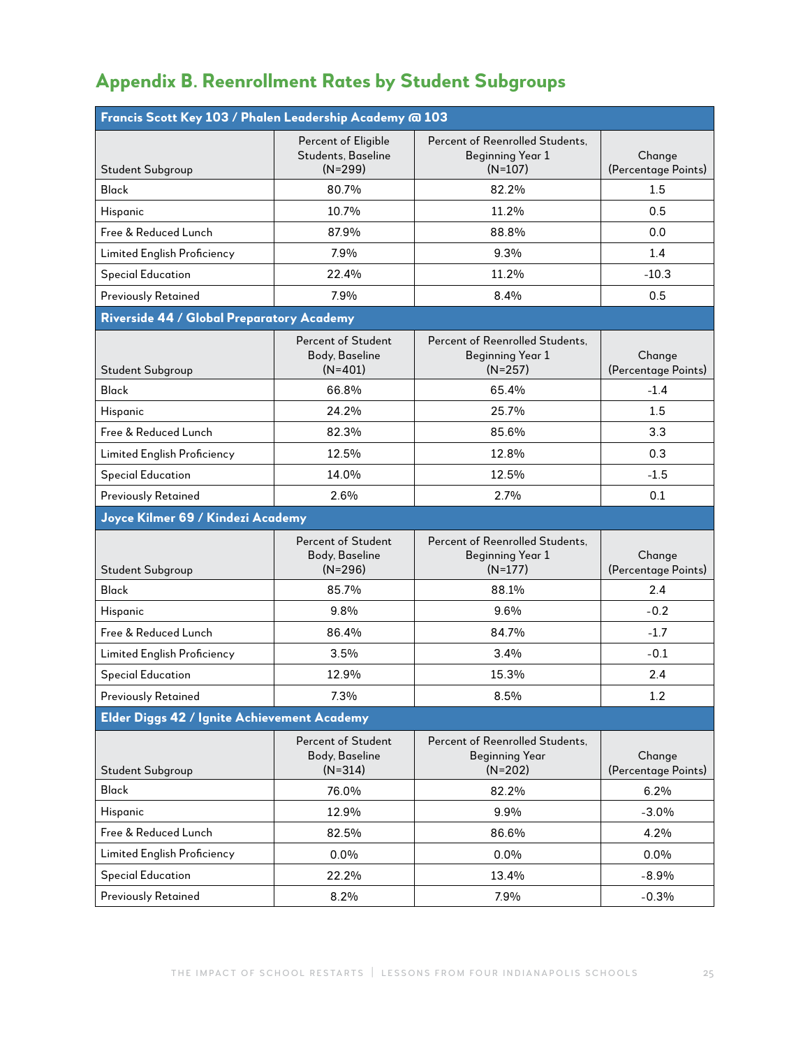## Appendix B. Reenrollment Rates by Student Subgroups

| Francis Scott Key 103 / Phalen Leadership Academy @ 103 | | | |
|---|---|---|---|
| Student Subgroup | Percent of Eligible Students, Baseline (N=299) | Percent of Reenrolled Students, Beginning Year 1 (N=107) | Change (Percentage Points) |
| Black | 80.7% | 82.2% | 1.5 |
| Hispanic | 10.7% | 11.2% | 0.5 |
| Free & Reduced Lunch | 87.9% | 88.8% | 0.0 |
| Limited English Proficiency | 7.9% | 9.3% | 1.4 |
| Special Education | 22.4% | 11.2% | -10.3 |
| Previously Retained | 7.9% | 8.4% | 0.5 |

| Riverside 44 / Global Preparatory Academy | | | |
|---|---|---|---|
| Student Subgroup | Percent of Student Body, Baseline (N=401) | Percent of Reenrolled Students, Beginning Year 1 (N=257) | Change (Percentage Points) |
| Black | 66.8% | 65.4% | -1.4 |
| Hispanic | 24.2% | 25.7% | 1.5 |
| Free & Reduced Lunch | 82.3% | 85.6% | 3.3 |
| Limited English Proficiency | 12.5% | 12.8% | 0.3 |
| Special Education | 14.0% | 12.5% | -1.5 |
| Previously Retained | 2.6% | 2.7% | 0.1 |

| Joyce Kilmer 69 / Kindezi Academy | | | |
|---|---|---|---|
| Student Subgroup | Percent of Student Body, Baseline (N=296) | Percent of Reenrolled Students, Beginning Year 1 (N=177) | Change (Percentage Points) |
| Black | 85.7% | 88.1% | 2.4 |
| Hispanic | 9.8% | 9.6% | -0.2 |
| Free & Reduced Lunch | 86.4% | 84.7% | -1.7 |
| Limited English Proficiency | 3.5% | 3.4% | -0.1 |
| Special Education | 12.9% | 15.3% | 2.4 |
| Previously Retained | 7.3% | 8.5% | 1.2 |

| Elder Diggs 42 / Ignite Achievement Academy | | | |
|---|---|---|---|
| Student Subgroup | Percent of Student Body, Baseline (N=314) | Percent of Reenrolled Students, Beginning Year (N=202) | Change (Percentage Points) |
| Black | 76.0% | 82.2% | 6.2% |
| Hispanic | 12.9% | 9.9% | -3.0% |
| Free & Reduced Lunch | 82.5% | 86.6% | 4.2% |
| Limited English Proficiency | 0.0% | 0.0% | 0.0% |
| Special Education | 22.2% | 13.4% | -8.9% |
| Previously Retained | 8.2% | 7.9% | -0.3% |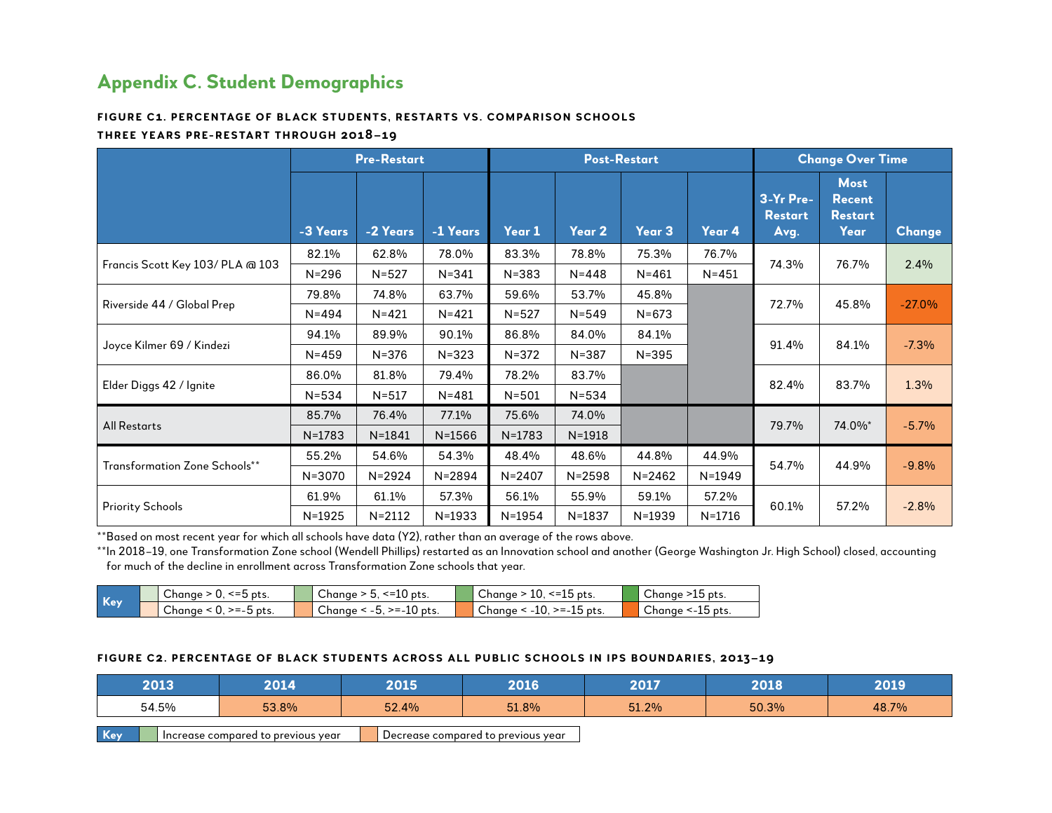## Appendix C. Student Demographics

**FIGURE C1. PERCENTAGE OF BLACK STUDENTS, RESTARTS VS. COMPARISON SCHOOLS**
**THREE YEARS PRE-RESTART THROUGH 2018–19**

| | Pre-Restart | | | Post-Restart | | | | Change Over Time | | |
|---|---|---|---|---|---|---|---|---|---|---|
| | -3 Years | -2 Years | -1 Years | Year 1 | Year 2 | Year 3 | Year 4 | 3-Yr Pre-Restart Avg. | Most Recent Restart Year | Change |
| Francis Scott Key 103/ PLA @ 103 | 82.1% | 62.8% | 78.0% | 83.3% | 78.8% | 75.3% | 76.7% | 74.3% | 76.7% | 2.4% |
| | N=296 | N=527 | N=341 | N=383 | N=448 | N=461 | N=451 | | | |
| Riverside 44 / Global Prep | 79.8% | 74.8% | 63.7% | 59.6% | 53.7% | 45.8% | | 72.7% | 45.8% | -27.0% |
| | N=494 | N=421 | N=421 | N=527 | N=549 | N=673 | | | | |
| Joyce Kilmer 69 / Kindezi | 94.1% | 89.9% | 90.1% | 86.8% | 84.0% | 84.1% | | 91.4% | 84.1% | -7.3% |
| | N=459 | N=376 | N=323 | N=372 | N=387 | N=395 | | | | |
| Elder Diggs 42 / Ignite | 86.0% | 81.8% | 79.4% | 78.2% | 83.7% | | | 82.4% | 83.7% | 1.3% |
| | N=534 | N=517 | N=481 | N=501 | N=534 | | | | | |
| All Restarts | 85.7% | 76.4% | 77.1% | 75.6% | 74.0% | | | 79.7% | 74.0%* | -5.7% |
| | N=1783 | N=1841 | N=1566 | N=1783 | N=1918 | | | | | |
| Transformation Zone Schools** | 55.2% | 54.6% | 54.3% | 48.4% | 48.6% | 44.8% | 44.9% | 54.7% | 44.9% | -9.8% |
| | N=3070 | N=2924 | N=2894 | N=2407 | N=2598 | N=2462 | N=1949 | | | |
| Priority Schools | 61.9% | 61.1% | 57.3% | 56.1% | 55.9% | 59.1% | 57.2% | 60.1% | 57.2% | -2.8% |
| | N=1925 | N=2112 | N=1933 | N=1954 | N=1837 | N=1939 | N=1716 | | | |

**Based on most recent year for which all schools have data (Y2), rather than an average of the rows above.

**In 2018–19, one Transformation Zone school (Wendell Phillips) restarted as an Innovation school and another (George Washington Jr. High School) closed, accounting for much of the decline in enrollment across Transformation Zone schools that year.

| Key | | | | |
|---|---|---|---|---|
| | Change > 0, <=5 pts. | Change > 5, <=10 pts. | Change > 10, <=15 pts. | Change >15 pts. |
| | Change < 0, >=-5 pts. | Change < -5, >=-10 pts. | Change < -10, >=-15 pts. | Change <-15 pts. |

**FIGURE C2. PERCENTAGE OF BLACK STUDENTS ACROSS ALL PUBLIC SCHOOLS IN IPS BOUNDARIES, 2013–19**

| 2013 | 2014 | 2015 | 2016 | 2017 | 2018 | 2019 |
|---|---|---|---|---|---|---|
| 54.5% | 53.8% | 52.4% | 51.8% | 51.2% | 50.3% | 48.7% |

| Key | | |
|---|---|---|
| | Increase compared to previous year | Decrease compared to previous year |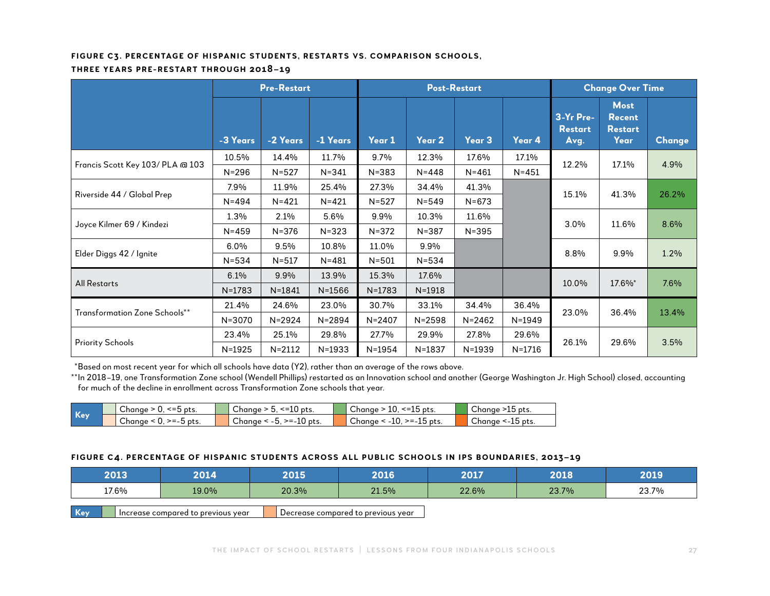**FIGURE C3. PERCENTAGE OF HISPANIC STUDENTS, RESTARTS VS. COMPARISON SCHOOLS, THREE YEARS PRE-RESTART THROUGH 2018–19**

| | Pre-Restart | | | Post-Restart | | | | Change Over Time | | |
|---|---|---|---|---|---|---|---|---|---|---|
| | -3 Years | -2 Years | -1 Years | Year 1 | Year 2 | Year 3 | Year 4 | 3-Yr Pre-Restart Avg. | Most Recent Restart Year | Change |
| Francis Scott Key 103/ PLA @ 103 | 10.5% | 14.4% | 11.7% | 9.7% | 12.3% | 17.6% | 17.1% | 12.2% | 17.1% | 4.9% |
| | N=296 | N=527 | N=341 | N=383 | N=448 | N=461 | N=451 | | | |
| Riverside 44 / Global Prep | 7.9% | 11.9% | 25.4% | 27.3% | 34.4% | 41.3% | | 15.1% | 41.3% | 26.2% |
| | N=494 | N=421 | N=421 | N=527 | N=549 | N=673 | | | | |
| Joyce Kilmer 69 / Kindezi | 1.3% | 2.1% | 5.6% | 9.9% | 10.3% | 11.6% | | 3.0% | 11.6% | 8.6% |
| | N=459 | N=376 | N=323 | N=372 | N=387 | N=395 | | | | |
| Elder Diggs 42 / Ignite | 6.0% | 9.5% | 10.8% | 11.0% | 9.9% | | | 8.8% | 9.9% | 1.2% |
| | N=534 | N=517 | N=481 | N=501 | N=534 | | | | | |
| All Restarts | 6.1% | 9.9% | 13.9% | 15.3% | 17.6% | | | 10.0% | 17.6%* | 7.6% |
| | N=1783 | N=1841 | N=1566 | N=1783 | N=1918 | | | | | |
| Transformation Zone Schools** | 21.4% | 24.6% | 23.0% | 30.7% | 33.1% | 34.4% | 36.4% | 23.0% | 36.4% | 13.4% |
| | N=3070 | N=2924 | N=2894 | N=2407 | N=2598 | N=2462 | N=1949 | | | |
| Priority Schools | 23.4% | 25.1% | 29.8% | 27.7% | 29.9% | 27.8% | 29.6% | 26.1% | 29.6% | 3.5% |
| | N=1925 | N=2112 | N=1933 | N=1954 | N=1837 | N=1939 | N=1716 | | | |

*Based on most recent year for which all schools have data (Y2), rather than an average of the rows above.

**In 2018–19, one Transformation Zone school (Wendell Phillips) restarted as an Innovation school and another (George Washington Jr. High School) closed, accounting for much of the decline in enrollment across Transformation Zone schools that year.

| Key | | | |
|---|---|---|---|
| Change > 0, <=5 pts. | Change > 5, <=10 pts. | Change > 10, <=15 pts. | Change >15 pts. |
| Change < 0, >=-5 pts. | Change < -5, >=-10 pts. | Change < -10, >=-15 pts. | Change <-15 pts. |

**FIGURE C4. PERCENTAGE OF HISPANIC STUDENTS ACROSS ALL PUBLIC SCHOOLS IN IPS BOUNDARIES, 2013–19**

| 2013 | 2014 | 2015 | 2016 | 2017 | 2018 | 2019 |
|---|---|---|---|---|---|---|
| 17.6% | 19.0% | 20.3% | 21.5% | 22.6% | 23.7% | 23.7% |

| Key | |
|---|---|
| Increase compared to previous year | Decrease compared to previous year |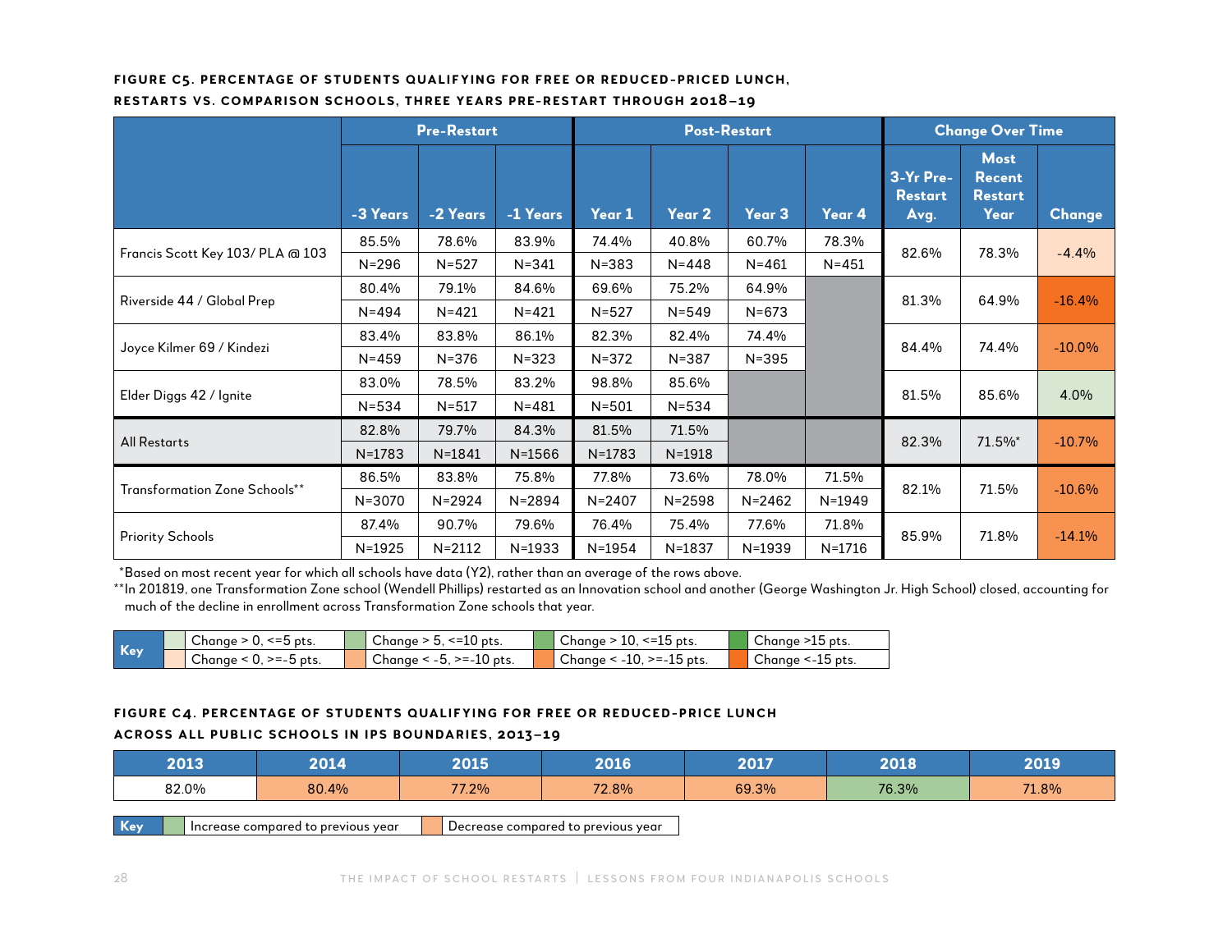**FIGURE C5. PERCENTAGE OF STUDENTS QUALIFYING FOR FREE OR REDUCED-PRICED LUNCH, RESTARTS VS. COMPARISON SCHOOLS, THREE YEARS PRE-RESTART THROUGH 2018–19**

| | Pre-Restart | | | Post-Restart | | | | Change Over Time | | |
|---|---|---|---|---|---|---|---|---|---|---|
| | -3 Years | -2 Years | -1 Years | Year 1 | Year 2 | Year 3 | Year 4 | 3-Yr Pre-Restart Avg. | Most Recent Restart Year | Change |
| Francis Scott Key 103/ PLA @ 103 | 85.5% | 78.6% | 83.9% | 74.4% | 40.8% | 60.7% | 78.3% | 82.6% | 78.3% | -4.4% |
| | N=296 | N=527 | N=341 | N=383 | N=448 | N=461 | N=451 | | | |
| Riverside 44 / Global Prep | 80.4% | 79.1% | 84.6% | 69.6% | 75.2% | 64.9% | | 81.3% | 64.9% | -16.4% |
| | N=494 | N=421 | N=421 | N=527 | N=549 | N=673 | | | | |
| Joyce Kilmer 69 / Kindezi | 83.4% | 83.8% | 86.1% | 82.3% | 82.4% | 74.4% | | 84.4% | 74.4% | -10.0% |
| | N=459 | N=376 | N=323 | N=372 | N=387 | N=395 | | | | |
| Elder Diggs 42 / Ignite | 83.0% | 78.5% | 83.2% | 98.8% | 85.6% | | | 81.5% | 85.6% | 4.0% |
| | N=534 | N=517 | N=481 | N=501 | N=534 | | | | | |
| All Restarts | 82.8% | 79.7% | 84.3% | 81.5% | 71.5% | | | 82.3% | 71.5%* | -10.7% |
| | N=1783 | N=1841 | N=1566 | N=1783 | N=1918 | | | | | |
| Transformation Zone Schools** | 86.5% | 83.8% | 75.8% | 77.8% | 73.6% | 78.0% | 71.5% | 82.1% | 71.5% | -10.6% |
| | N=3070 | N=2924 | N=2894 | N=2407 | N=2598 | N=2462 | N=1949 | | | |
| Priority Schools | 87.4% | 90.7% | 79.6% | 76.4% | 75.4% | 77.6% | 71.8% | 85.9% | 71.8% | -14.1% |
| | N=1925 | N=2112 | N=1933 | N=1954 | N=1837 | N=1939 | N=1716 | | | |

*Based on most recent year for which all schools have data (Y2), rather than an average of the rows above.

**In 201819, one Transformation Zone school (Wendell Phillips) restarted as an Innovation school and another (George Washington Jr. High School) closed, accounting for much of the decline in enrollment across Transformation Zone schools that year.

| Key | | | | |
|---|---|---|---|---|
| Increase | Change > 0, <=5 pts. | Change > 5, <=10 pts. | Change > 10, <=15 pts. | Change >15 pts. |
| Decrease | Change < 0, >=-5 pts. | Change < -5, >=-10 pts. | Change < -10, >=-15 pts. | Change <-15 pts. |

**FIGURE C4. PERCENTAGE OF STUDENTS QUALIFYING FOR FREE OR REDUCED-PRICE LUNCH ACROSS ALL PUBLIC SCHOOLS IN IPS BOUNDARIES, 2013–19**

| 2013 | 2014 | 2015 | 2016 | 2017 | 2018 | 2019 |
|---|---|---|---|---|---|---|
| 82.0% | 80.4% | 77.2% | 72.8% | 69.3% | 76.3% | 71.8% |

Key: Increase compared to previous year | Decrease compared to previous year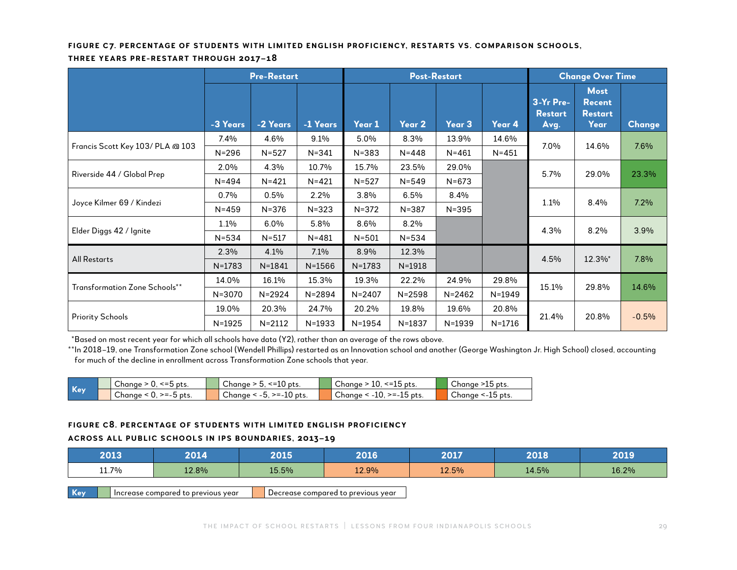#### FIGURE C7. PERCENTAGE OF STUDENTS WITH LIMITED ENGLISH PROFICIENCY, RESTARTS VS. COMPARISON SCHOOLS, THREE YEARS PRE-RESTART THROUGH 2017–18

| | Pre-Restart | | | Post-Restart | | | | Change Over Time | | |
|---|---|---|---|---|---|---|---|---|---|---|
| | -3 Years | -2 Years | -1 Years | Year 1 | Year 2 | Year 3 | Year 4 | 3-Yr Pre-Restart Avg. | Most Recent Restart Year | Change |
| Francis Scott Key 103/ PLA @ 103 | 7.4% | 4.6% | 9.1% | 5.0% | 8.3% | 13.9% | 14.6% | 7.0% | 14.6% | 7.6% |
| | N=296 | N=527 | N=341 | N=383 | N=448 | N=461 | N=451 | | | |
| Riverside 44 / Global Prep | 2.0% | 4.3% | 10.7% | 15.7% | 23.5% | 29.0% | | 5.7% | 29.0% | 23.3% |
| | N=494 | N=421 | N=421 | N=527 | N=549 | N=673 | | | | |
| Joyce Kilmer 69 / Kindezi | 0.7% | 0.5% | 2.2% | 3.8% | 6.5% | 8.4% | | 1.1% | 8.4% | 7.2% |
| | N=459 | N=376 | N=323 | N=372 | N=387 | N=395 | | | | |
| Elder Diggs 42 / Ignite | 1.1% | 6.0% | 5.8% | 8.6% | 8.2% | | | 4.3% | 8.2% | 3.9% |
| | N=534 | N=517 | N=481 | N=501 | N=534 | | | | | |
| All Restarts | 2.3% | 4.1% | 7.1% | 8.9% | 12.3% | | | 4.5% | 12.3%* | 7.8% |
| | N=1783 | N=1841 | N=1566 | N=1783 | N=1918 | | | | | |
| Transformation Zone Schools** | 14.0% | 16.1% | 15.3% | 19.3% | 22.2% | 24.9% | 29.8% | 15.1% | 29.8% | 14.6% |
| | N=3070 | N=2924 | N=2894 | N=2407 | N=2598 | N=2462 | N=1949 | | | |
| Priority Schools | 19.0% | 20.3% | 24.7% | 20.2% | 19.8% | 19.6% | 20.8% | 21.4% | 20.8% | -0.5% |
| | N=1925 | N=2112 | N=1933 | N=1954 | N=1837 | N=1939 | N=1716 | | | |

*Based on most recent year for which all schools have data (Y2), rather than an average of the rows above.

**In 2018–19, one Transformation Zone school (Wendell Phillips) restarted as an Innovation school and another (George Washington Jr. High School) closed, accounting for much of the decline in enrollment across Transformation Zone schools that year.

| Key | | | | |
|---|---|---|---|---|
| | Change > 0, <=5 pts. | Change > 5, <=10 pts. | Change > 10, <=15 pts. | Change >15 pts. |
| | Change < 0, >=-5 pts. | Change < -5, >=-10 pts. | Change < -10, >=-15 pts. | Change <-15 pts. |

#### FIGURE C8. PERCENTAGE OF STUDENTS WITH LIMITED ENGLISH PROFICIENCY ACROSS ALL PUBLIC SCHOOLS IN IPS BOUNDARIES, 2013–19

| 2013 | 2014 | 2015 | 2016 | 2017 | 2018 | 2019 |
|---|---|---|---|---|---|---|
| 11.7% | 12.8% | 15.5% | 12.9% | 12.5% | 14.5% | 16.2% |

| Key | | |
|---|---|---|
| | Increase compared to previous year | Decrease compared to previous year |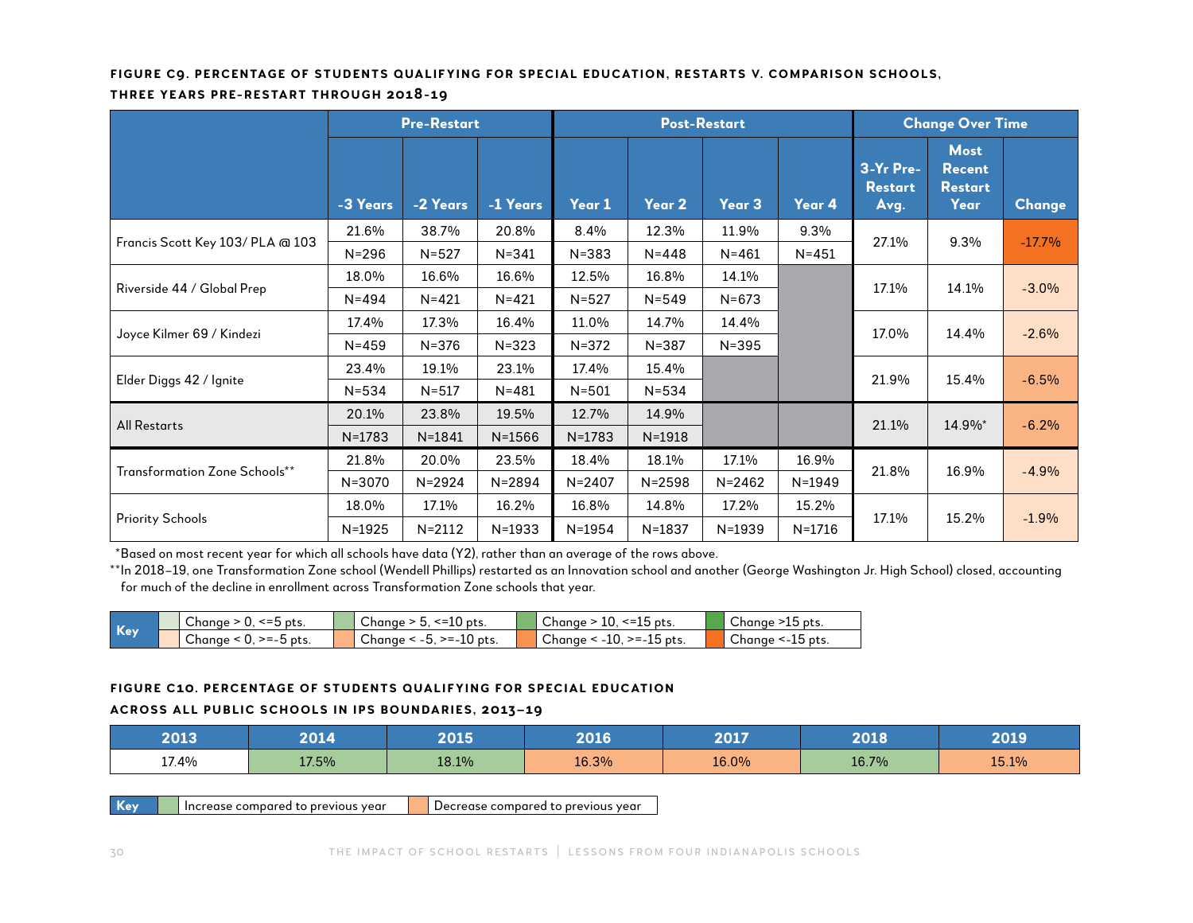**FIGURE C9. PERCENTAGE OF STUDENTS QUALIFYING FOR SPECIAL EDUCATION, RESTARTS V. COMPARISON SCHOOLS, THREE YEARS PRE-RESTART THROUGH 2018-19**

| | Pre-Restart | | | Post-Restart | | | | Change Over Time | | |
|---|---|---|---|---|---|---|---|---|---|---|
| | -3 Years | -2 Years | -1 Years | Year 1 | Year 2 | Year 3 | Year 4 | 3-Yr Pre-Restart Avg. | Most Recent Restart Year | Change |
| Francis Scott Key 103/ PLA @ 103 | 21.6% | 38.7% | 20.8% | 8.4% | 12.3% | 11.9% | 9.3% | 27.1% | 9.3% | -17.7% |
| | N=296 | N=527 | N=341 | N=383 | N=448 | N=461 | N=451 | | | |
| Riverside 44 / Global Prep | 18.0% | 16.6% | 16.6% | 12.5% | 16.8% | 14.1% | | 17.1% | 14.1% | -3.0% |
| | N=494 | N=421 | N=421 | N=527 | N=549 | N=673 | | | | |
| Joyce Kilmer 69 / Kindezi | 17.4% | 17.3% | 16.4% | 11.0% | 14.7% | 14.4% | | 17.0% | 14.4% | -2.6% |
| | N=459 | N=376 | N=323 | N=372 | N=387 | N=395 | | | | |
| Elder Diggs 42 / Ignite | 23.4% | 19.1% | 23.1% | 17.4% | 15.4% | | | 21.9% | 15.4% | -6.5% |
| | N=534 | N=517 | N=481 | N=501 | N=534 | | | | | |
| All Restarts | 20.1% | 23.8% | 19.5% | 12.7% | 14.9% | | | 21.1% | 14.9%* | -6.2% |
| | N=1783 | N=1841 | N=1566 | N=1783 | N=1918 | | | | | |
| Transformation Zone Schools** | 21.8% | 20.0% | 23.5% | 18.4% | 18.1% | 17.1% | 16.9% | 21.8% | 16.9% | -4.9% |
| | N=3070 | N=2924 | N=2894 | N=2407 | N=2598 | N=2462 | N=1949 | | | |
| Priority Schools | 18.0% | 17.1% | 16.2% | 16.8% | 14.8% | 17.2% | 15.2% | 17.1% | 15.2% | -1.9% |
| | N=1925 | N=2112 | N=1933 | N=1954 | N=1837 | N=1939 | N=1716 | | | |

*Based on most recent year for which all schools have data (Y2), rather than an average of the rows above.

**In 2018–19, one Transformation Zone school (Wendell Phillips) restarted as an Innovation school and another (George Washington Jr. High School) closed, accounting for much of the decline in enrollment across Transformation Zone schools that year.

| Key | | | | |
|---|---|---|---|---|
| | Change > 0, <=5 pts. | Change > 5, <=10 pts. | Change > 10, <=15 pts. | Change >15 pts. |
| | Change < 0, >=-5 pts. | Change < -5, >=-10 pts. | Change < -10, >=-15 pts. | Change <-15 pts. |

**FIGURE C10. PERCENTAGE OF STUDENTS QUALIFYING FOR SPECIAL EDUCATION ACROSS ALL PUBLIC SCHOOLS IN IPS BOUNDARIES, 2013–19**

| 2013 | 2014 | 2015 | 2016 | 2017 | 2018 | 2019 |
|---|---|---|---|---|---|---|
| 17.4% | 17.5% | 18.1% | 16.3% | 16.0% | 16.7% | 15.1% |

| Key | |
|---|---|
| Increase compared to previous year | Decrease compared to previous year |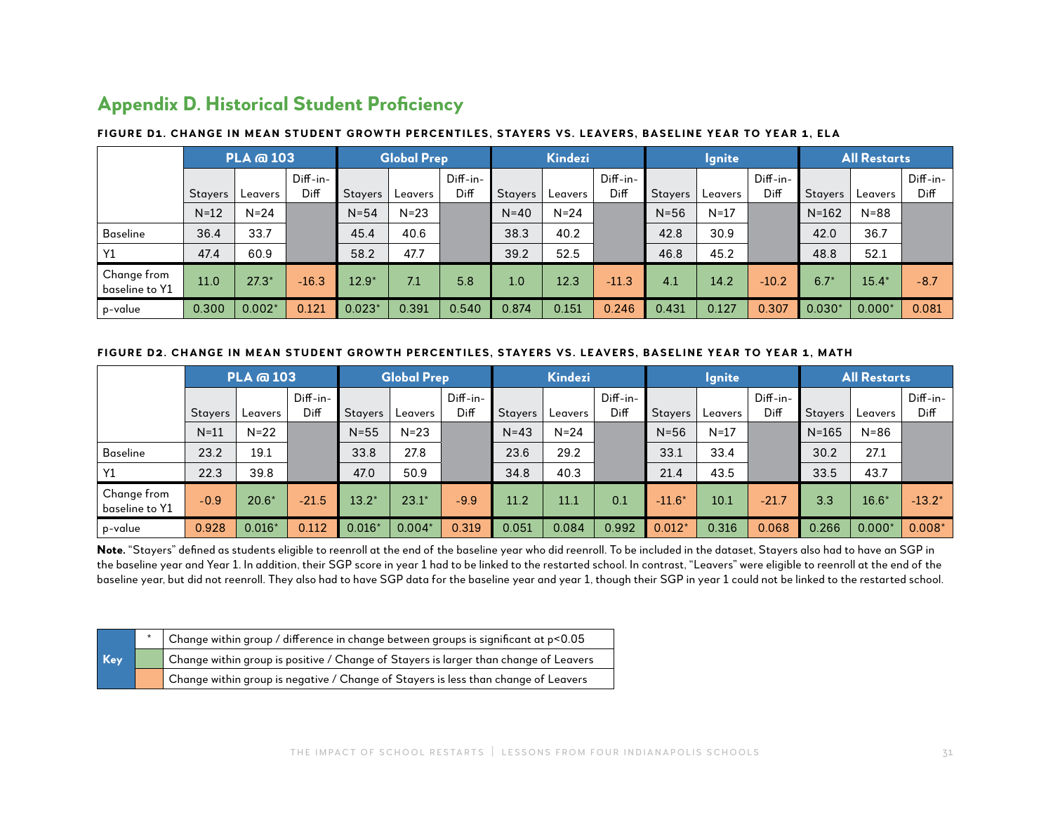## Appendix D. Historical Student Proficiency

**FIGURE D1. CHANGE IN MEAN STUDENT GROWTH PERCENTILES, STAYERS VS. LEAVERS, BASELINE YEAR TO YEAR 1, ELA**

| | PLA @ 103 | | | Global Prep | | | Kindezi | | | Ignite | | | All Restarts | | |
|---|---|---|---|---|---|---|---|---|---|---|---|---|---|---|---|
| | Stayers | Leavers | Diff-in-Diff | Stayers | Leavers | Diff-in-Diff | Stayers | Leavers | Diff-in-Diff | Stayers | Leavers | Diff-in-Diff | Stayers | Leavers | Diff-in-Diff |
| | N=12 | N=24 | | N=54 | N=23 | | N=40 | N=24 | | N=56 | N=17 | | N=162 | N=88 | |
| Baseline | 36.4 | 33.7 | | 45.4 | 40.6 | | 38.3 | 40.2 | | 42.8 | 30.9 | | 42.0 | 36.7 | |
| Y1 | 47.4 | 60.9 | | 58.2 | 47.7 | | 39.2 | 52.5 | | 46.8 | 45.2 | | 48.8 | 52.1 | |
| Change from baseline to Y1 | 11.0 | 27.3* | -16.3 | 12.9* | 7.1 | 5.8 | 1.0 | 12.3 | -11.3 | 4.1 | 14.2 | -10.2 | 6.7* | 15.4* | -8.7 |
| p-value | 0.300 | 0.002* | 0.121 | 0.023* | 0.391 | 0.540 | 0.874 | 0.151 | 0.246 | 0.431 | 0.127 | 0.307 | 0.030* | 0.000* | 0.081 |

**FIGURE D2. CHANGE IN MEAN STUDENT GROWTH PERCENTILES, STAYERS VS. LEAVERS, BASELINE YEAR TO YEAR 1, MATH**

| | PLA @ 103 | | | Global Prep | | | Kindezi | | | Ignite | | | All Restarts | | |
|---|---|---|---|---|---|---|---|---|---|---|---|---|---|---|---|
| | Stayers | Leavers | Diff-in-Diff | Stayers | Leavers | Diff-in-Diff | Stayers | Leavers | Diff-in-Diff | Stayers | Leavers | Diff-in-Diff | Stayers | Leavers | Diff-in-Diff |
| | N=11 | N=22 | | N=55 | N=23 | | N=43 | N=24 | | N=56 | N=17 | | N=165 | N=86 | |
| Baseline | 23.2 | 19.1 | | 33.8 | 27.8 | | 23.6 | 29.2 | | 33.1 | 33.4 | | 30.2 | 27.1 | |
| Y1 | 22.3 | 39.8 | | 47.0 | 50.9 | | 34.8 | 40.3 | | 21.4 | 43.5 | | 33.5 | 43.7 | |
| Change from baseline to Y1 | -0.9 | 20.6* | -21.5 | 13.2* | 23.1* | -9.9 | 11.2 | 11.1 | 0.1 | -11.6* | 10.1 | -21.7 | 3.3 | 16.6* | -13.2* |
| p-value | 0.928 | 0.016* | 0.112 | 0.016* | 0.004* | 0.319 | 0.051 | 0.084 | 0.992 | 0.012* | 0.316 | 0.068 | 0.266 | 0.000* | 0.008* |

**Note.** "Stayers" defined as students eligible to reenroll at the end of the baseline year who did reenroll. To be included in the dataset, Stayers also had to have an SGP in the baseline year and Year 1. In addition, their SGP score in year 1 had to be linked to the restarted school. In contrast, "Leavers" were eligible to reenroll at the end of the baseline year, but did not reenroll. They also had to have SGP data for the baseline year and year 1, though their SGP in year 1 could not be linked to the restarted school.

| Key | | |
|---|---|---|
| | * | Change within group / difference in change between groups is significant at p<0.05 |
| | (green) | Change within group is positive / Change of Stayers is larger than change of Leavers |
| | (orange) | Change within group is negative / Change of Stayers is less than change of Leavers |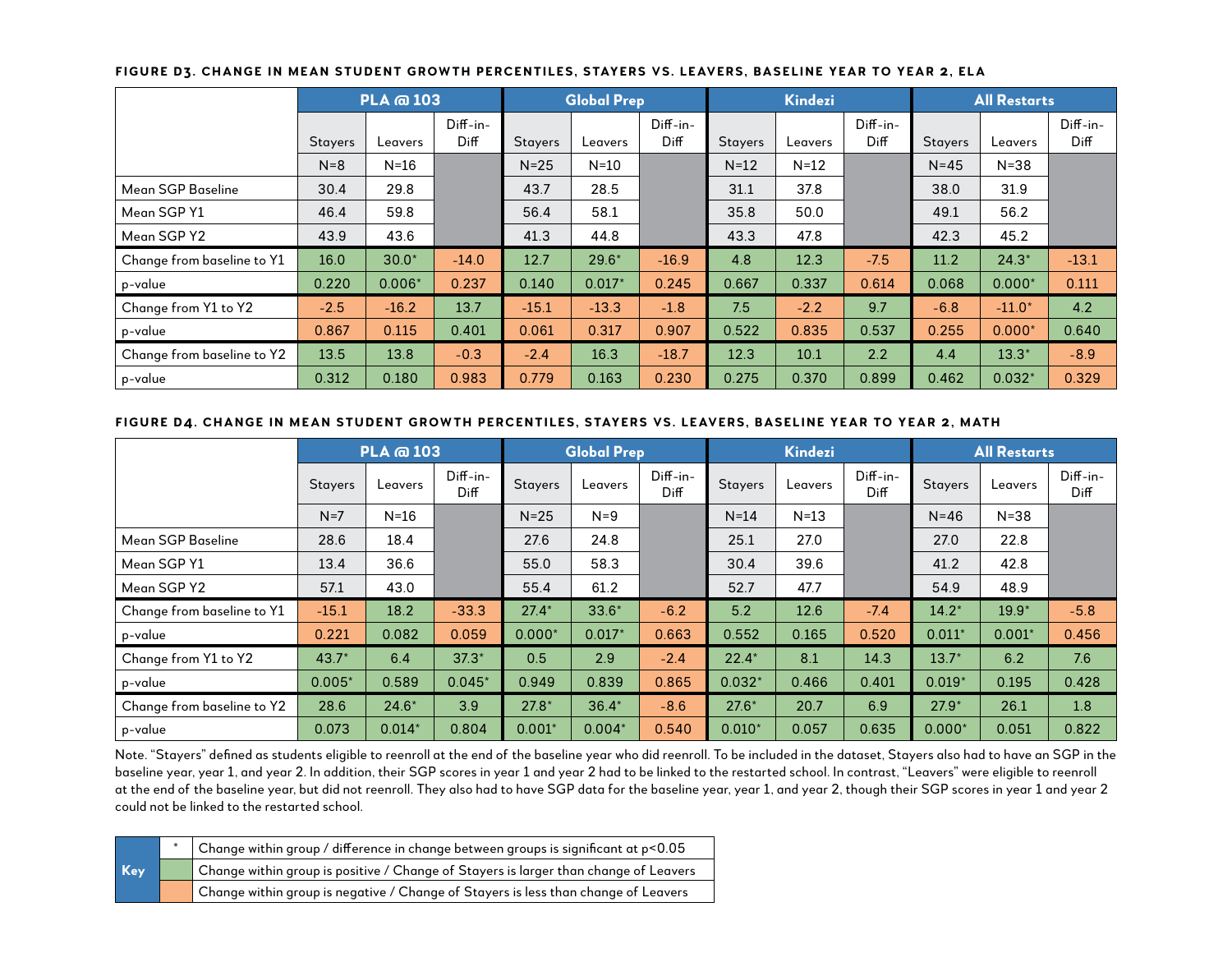**FIGURE D3. CHANGE IN MEAN STUDENT GROWTH PERCENTILES, STAYERS VS. LEAVERS, BASELINE YEAR TO YEAR 2, ELA**

| | PLA @ 103 | | | Global Prep | | | Kindezi | | | All Restarts | | |
|---|---|---|---|---|---|---|---|---|---|---|---|---|
| | Stayers | Leavers | Diff-in-Diff | Stayers | Leavers | Diff-in-Diff | Stayers | Leavers | Diff-in-Diff | Stayers | Leavers | Diff-in-Diff |
| | N=8 | N=16 | | N=25 | N=10 | | N=12 | N=12 | | N=45 | N=38 | |
| Mean SGP Baseline | 30.4 | 29.8 | | 43.7 | 28.5 | | 31.1 | 37.8 | | 38.0 | 31.9 | |
| Mean SGP Y1 | 46.4 | 59.8 | | 56.4 | 58.1 | | 35.8 | 50.0 | | 49.1 | 56.2 | |
| Mean SGP Y2 | 43.9 | 43.6 | | 41.3 | 44.8 | | 43.3 | 47.8 | | 42.3 | 45.2 | |
| Change from baseline to Y1 | 16.0 | 30.0* | -14.0 | 12.7 | 29.6* | -16.9 | 4.8 | 12.3 | -7.5 | 11.2 | 24.3* | -13.1 |
| p-value | 0.220 | 0.006* | 0.237 | 0.140 | 0.017* | 0.245 | 0.667 | 0.337 | 0.614 | 0.068 | 0.000* | 0.111 |
| Change from Y1 to Y2 | -2.5 | -16.2 | 13.7 | -15.1 | -13.3 | -1.8 | 7.5 | -2.2 | 9.7 | -6.8 | -11.0* | 4.2 |
| p-value | 0.867 | 0.115 | 0.401 | 0.061 | 0.317 | 0.907 | 0.522 | 0.835 | 0.537 | 0.255 | 0.000* | 0.640 |
| Change from baseline to Y2 | 13.5 | 13.8 | -0.3 | -2.4 | 16.3 | -18.7 | 12.3 | 10.1 | 2.2 | 4.4 | 13.3* | -8.9 |
| p-value | 0.312 | 0.180 | 0.983 | 0.779 | 0.163 | 0.230 | 0.275 | 0.370 | 0.899 | 0.462 | 0.032* | 0.329 |

**FIGURE D4. CHANGE IN MEAN STUDENT GROWTH PERCENTILES, STAYERS VS. LEAVERS, BASELINE YEAR TO YEAR 2, MATH**

| | PLA @ 103 | | | Global Prep | | | Kindezi | | | All Restarts | | |
|---|---|---|---|---|---|---|---|---|---|---|---|---|
| | Stayers | Leavers | Diff-in-Diff | Stayers | Leavers | Diff-in-Diff | Stayers | Leavers | Diff-in-Diff | Stayers | Leavers | Diff-in-Diff |
| | N=7 | N=16 | | N=25 | N=9 | | N=14 | N=13 | | N=46 | N=38 | |
| Mean SGP Baseline | 28.6 | 18.4 | | 27.6 | 24.8 | | 25.1 | 27.0 | | 27.0 | 22.8 | |
| Mean SGP Y1 | 13.4 | 36.6 | | 55.0 | 58.3 | | 30.4 | 39.6 | | 41.2 | 42.8 | |
| Mean SGP Y2 | 57.1 | 43.0 | | 55.4 | 61.2 | | 52.7 | 47.7 | | 54.9 | 48.9 | |
| Change from baseline to Y1 | -15.1 | 18.2 | -33.3 | 27.4* | 33.6* | -6.2 | 5.2 | 12.6 | -7.4 | 14.2* | 19.9* | -5.8 |
| p-value | 0.221 | 0.082 | 0.059 | 0.000* | 0.017* | 0.663 | 0.552 | 0.165 | 0.520 | 0.011* | 0.001* | 0.456 |
| Change from Y1 to Y2 | 43.7* | 6.4 | 37.3* | 0.5 | 2.9 | -2.4 | 22.4* | 8.1 | 14.3 | 13.7* | 6.2 | 7.6 |
| p-value | 0.005* | 0.589 | 0.045* | 0.949 | 0.839 | 0.865 | 0.032* | 0.466 | 0.401 | 0.019* | 0.195 | 0.428 |
| Change from baseline to Y2 | 28.6 | 24.6* | 3.9 | 27.8* | 36.4* | -8.6 | 27.6* | 20.7 | 6.9 | 27.9* | 26.1 | 1.8 |
| p-value | 0.073 | 0.014* | 0.804 | 0.001* | 0.004* | 0.540 | 0.010* | 0.057 | 0.635 | 0.000* | 0.051 | 0.822 |

Note. "Stayers" defined as students eligible to reenroll at the end of the baseline year who did reenroll. To be included in the dataset, Stayers also had to have an SGP in the baseline year, year 1, and year 2. In addition, their SGP scores in year 1 and year 2 had to be linked to the restarted school. In contrast, "Leavers" were eligible to reenroll at the end of the baseline year, but did not reenroll. They also had to have SGP data for the baseline year, year 1, and year 2, though their SGP scores in year 1 and year 2 could not be linked to the restarted school.

| Key | | |
|---|---|---|
| | * | Change within group / difference in change between groups is significant at p<0.05 |
| | (green) | Change within group is positive / Change of Stayers is larger than change of Leavers |
| | (orange) | Change within group is negative / Change of Stayers is less than change of Leavers |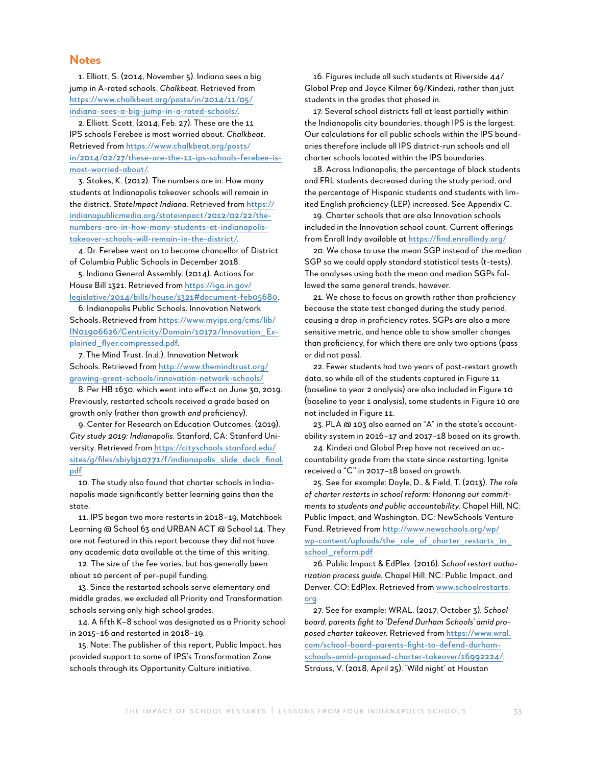## Notes

1. Elliott, S. (2014, November 5). Indiana sees a big jump in A-rated schools. *Chalkbeat*. Retrieved from https://www.chalkbeat.org/posts/in/2014/11/05/indiana-sees-a-big-jump-in-a-rated-schools/.

2. Elliott, Scott. (2014, Feb. 27). These are the 11 IPS schools Ferebee is most worried about. *Chalkbeat*. Retrieved from https://www.chalkbeat.org/posts/in/2014/02/27/these-are-the-11-ips-schools-ferebee-is-most-worried-about/.

3. Stokes, K. (2012). The numbers are in: How many students at Indianapolis takeover schools will remain in the district. *StateImpact Indiana*. Retrieved from https://indianapublicmedia.org/stateimpact/2012/02/22/the-numbers-are-in-how-many-students-at-indianapolis-takeover-schools-will-remain-in-the-district/.

4. Dr. Ferebee went on to become chancellor of District of Columbia Public Schools in December 2018.

5. Indiana General Assembly. (2014). Actions for House Bill 1321. Retrieved from https://iga.in.gov/legislative/2014/bills/house/1321#document-feb05680.

6. Indianapolis Public Schools. Innovation Network Schools. Retrieved from https://www.myips.org/cms/lib/IN01906626/Centricity/Domain/10172/Innovation_Explained_flyer.compressed.pdf.

7. The Mind Trust. (n.d.). Innovation Network Schools. Retrieved from http://www.themindtrust.org/growing-great-schools/innovation-network-schools/

8. Per HB 1630, which went into effect on June 30, 2019. Previously, restarted schools received a grade based on growth only (rather than growth *and* proficiency).

9. Center for Research on Education Outcomes. (2019). *City study 2019: Indianapolis*. Stanford, CA: Stanford University. Retrieved from https://cityschools.stanford.edu/sites/g/files/sbiybj10771/f/indianapolis_slide_deck_final.pdf

10. The study also found that charter schools in Indianapolis made significantly better learning gains than the state.

11. IPS began two more restarts in 2018–19, Matchbook Learning @ School 63 and URBAN ACT @ School 14. They are not featured in this report because they did not have any academic data available at the time of this writing.

12. The size of the fee varies, but has generally been about 10 percent of per-pupil funding.

13. Since the restarted schools serve elementary and middle grades, we excluded all Priority and Transformation schools serving only high school grades.

14. A fifth K–8 school was designated as a Priority school in 2015–16 and restarted in 2018–19.

15. Note: The publisher of this report, Public Impact, has provided support to some of IPS's Transformation Zone schools through its Opportunity Culture initiative.

16. Figures include all such students at Riverside 44/Global Prep and Joyce Kilmer 69/Kindezi, rather than just students in the grades that phased in.

17. Several school districts fall at least partially within the Indianapolis city boundaries, though IPS is the largest. Our calculations for all public schools within the IPS boundaries therefore include all IPS district-run schools and all charter schools located within the IPS boundaries.

18. Across Indianapolis, the percentage of black students and FRL students decreased during the study period, and the percentage of Hispanic students and students with limited English proficiency (LEP) increased. See Appendix C.

19. Charter schools that are also Innovation schools included in the Innovation school count. Current offerings from Enroll Indy available at https://find.enrollindy.org/

20. We chose to use the mean SGP instead of the median SGP so we could apply standard statistical tests (t-tests). The analyses using both the mean and median SGPs followed the same general trends, however.

21. We chose to focus on growth rather than proficiency because the state test changed during the study period, causing a drop in proficiency rates. SGPs are also a more sensitive metric, and hence able to show smaller changes than proficiency, for which there are only two options (pass or did not pass).

22. Fewer students had two years of post-restart growth data, so while all of the students captured in Figure 11 (baseline to year 2 analysis) are also included in Figure 10 (baseline to year 1 analysis), some students in Figure 10 are not included in Figure 11.

23. PLA @ 103 also earned an "A" in the state's accountability system in 2016–17 and 2017–18 based on its growth.

24. Kindezi and Global Prep have not received an accountability grade from the state since restarting. Ignite received a "C" in 2017–18 based on growth.

25. See for example: Doyle, D., & Field, T. (2013). *The role of charter restarts in school reform: Honoring our commitments to students and public accountability.* Chapel Hill, NC: Public Impact, and Washington, DC: NewSchools Venture Fund. Retrieved from http://www.newschools.org/wp/wp-content/uploads/the_role_of_charter_restarts_in_school_reform.pdf

26. Public Impact & EdPlex. (2016). *School restart authorization process guide.* Chapel Hill, NC: Public Impact, and Denver, CO: EdPlex. Retrieved from www.schoolrestarts.org

27. See for example: WRAL. (2017, October 3). *School board, parents fight to 'Defend Durham Schools' amid proposed charter takeover.* Retrieved from https://www.wral.com/school-board-parents-fight-to-defend-durham-schools-amid-proposed-charter-takeover/16992224/; Strauss, V. (2018, April 25). 'Wild night' at Houston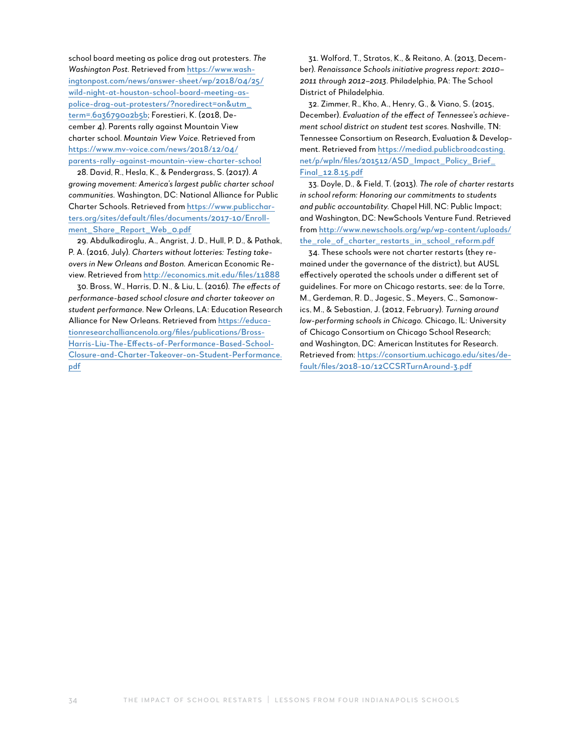school board meeting as police drag out protesters. *The Washington Post*. Retrieved from https://www.washingtonpost.com/news/answer-sheet/wp/2018/04/25/wild-night-at-houston-school-board-meeting-as-police-drag-out-protesters/?noredirect=on&utm_term=.6a36790a2b5b; Forestieri, K. (2018, December 4). Parents rally against Mountain View charter school. *Mountain View Voice*. Retrieved from https://www.mv-voice.com/news/2018/12/04/parents-rally-against-mountain-view-charter-school

28. David, R., Hesla, K., & Pendergrass, S. (2017). *A growing movement: America's largest public charter school communities.* Washington, DC: National Alliance for Public Charter Schools. Retrieved from https://www.publiccharters.org/sites/default/files/documents/2017-10/Enrollment_Share_Report_Web_0.pdf

29. Abdulkadiroglu, A., Angrist, J. D., Hull, P. D., & Pathak, P. A. (2016, July). *Charters without lotteries: Testing takeovers in New Orleans and Boston.* American Economic Review. Retrieved from http://economics.mit.edu/files/11888

30. Bross, W., Harris, D. N., & Liu, L. (2016). *The effects of performance-based school closure and charter takeover on student performance.* New Orleans, LA: Education Research Alliance for New Orleans. Retrieved from https://educationresearchalliancenola.org/files/publications/Bross-Harris-Liu-The-Effects-of-Performance-Based-School-Closure-and-Charter-Takeover-on-Student-Performance.pdf

31. Wolford, T., Stratos, K., & Reitano, A. (2013, December). *Renaissance Schools initiative progress report: 2010–2011 through 2012–2013*. Philadelphia, PA: The School District of Philadelphia.

32. Zimmer, R., Kho, A., Henry, G., & Viano, S. (2015, December). *Evaluation of the effect of Tennessee's achievement school district on student test scores.* Nashville, TN: Tennessee Consortium on Research, Evaluation & Development. Retrieved from https://mediad.publicbroadcasting.net/p/wpln/files/201512/ASD_Impact_Policy_Brief_Final_12.8.15.pdf

33. Doyle, D., & Field, T. (2013). *The role of charter restarts in school reform: Honoring our commitments to students and public accountability.* Chapel Hill, NC: Public Impact; and Washington, DC: NewSchools Venture Fund. Retrieved from http://www.newschools.org/wp/wp-content/uploads/the_role_of_charter_restarts_in_school_reform.pdf

34. These schools were not charter restarts (they remained under the governance of the district), but AUSL effectively operated the schools under a different set of guidelines. For more on Chicago restarts, see: de la Torre, M., Gerdeman, R. D., Jagesic, S., Meyers, C., Samonowics, M., & Sebastian, J. (2012, February). *Turning around low-performing schools in Chicago.* Chicago, IL: University of Chicago Consortium on Chicago School Research; and Washington, DC: American Institutes for Research. Retrieved from: https://consortium.uchicago.edu/sites/default/files/2018-10/12CCSRTurnAround-3.pdf